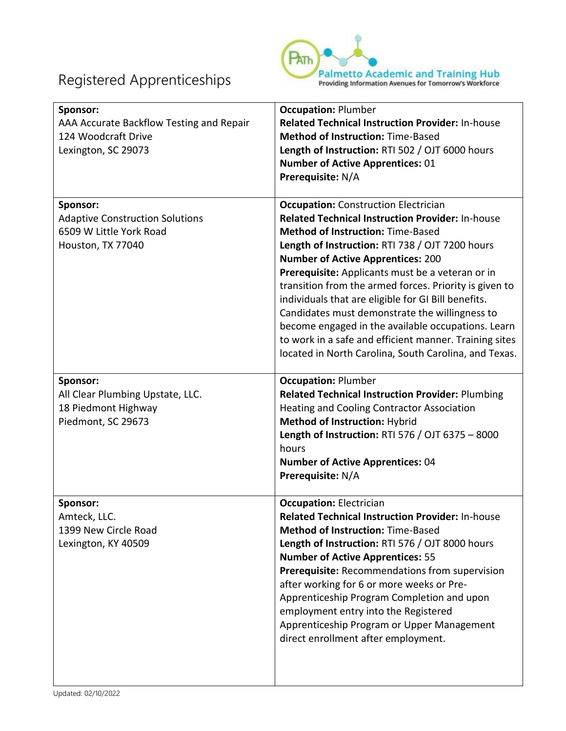# Registered Apprenticeships

Palmetto Academic and Training Hub
Providing Information Avenues for Tomorrow's Workforce

| Sponsor | Details |
|---|---|
| **Sponsor:**<br>AAA Accurate Backflow Testing and Repair<br>124 Woodcraft Drive<br>Lexington, SC 29073 | **Occupation:** Plumber<br>**Related Technical Instruction Provider:** In-house<br>**Method of Instruction:** Time-Based<br>**Length of Instruction:** RTI 502 / OJT 6000 hours<br>**Number of Active Apprentices:** 01<br>**Prerequisite:** N/A |
| **Sponsor:**<br>Adaptive Construction Solutions<br>6509 W Little York Road<br>Houston, TX 77040 | **Occupation:** Construction Electrician<br>**Related Technical Instruction Provider:** In-house<br>**Method of Instruction:** Time-Based<br>**Length of Instruction:** RTI 738 / OJT 7200 hours<br>**Number of Active Apprentices:** 200<br>**Prerequisite:** Applicants must be a veteran or in transition from the armed forces. Priority is given to individuals that are eligible for GI Bill benefits. Candidates must demonstrate the willingness to become engaged in the available occupations. Learn to work in a safe and efficient manner. Training sites located in North Carolina, South Carolina, and Texas. |
| **Sponsor:**<br>All Clear Plumbing Upstate, LLC.<br>18 Piedmont Highway<br>Piedmont, SC 29673 | **Occupation:** Plumber<br>**Related Technical Instruction Provider:** Plumbing Heating and Cooling Contractor Association<br>**Method of Instruction:** Hybrid<br>**Length of Instruction:** RTI 576 / OJT 6375 – 8000 hours<br>**Number of Active Apprentices:** 04<br>**Prerequisite:** N/A |
| **Sponsor:**<br>Amteck, LLC.<br>1399 New Circle Road<br>Lexington, KY 40509 | **Occupation:** Electrician<br>**Related Technical Instruction Provider:** In-house<br>**Method of Instruction:** Time-Based<br>**Length of Instruction:** RTI 576 / OJT 8000 hours<br>**Number of Active Apprentices:** 55<br>**Prerequisite:** Recommendations from supervision after working for 6 or more weeks or Pre-Apprenticeship Program Completion and upon employment entry into the Registered Apprenticeship Program or Upper Management direct enrollment after employment. |

Updated: 02/10/2022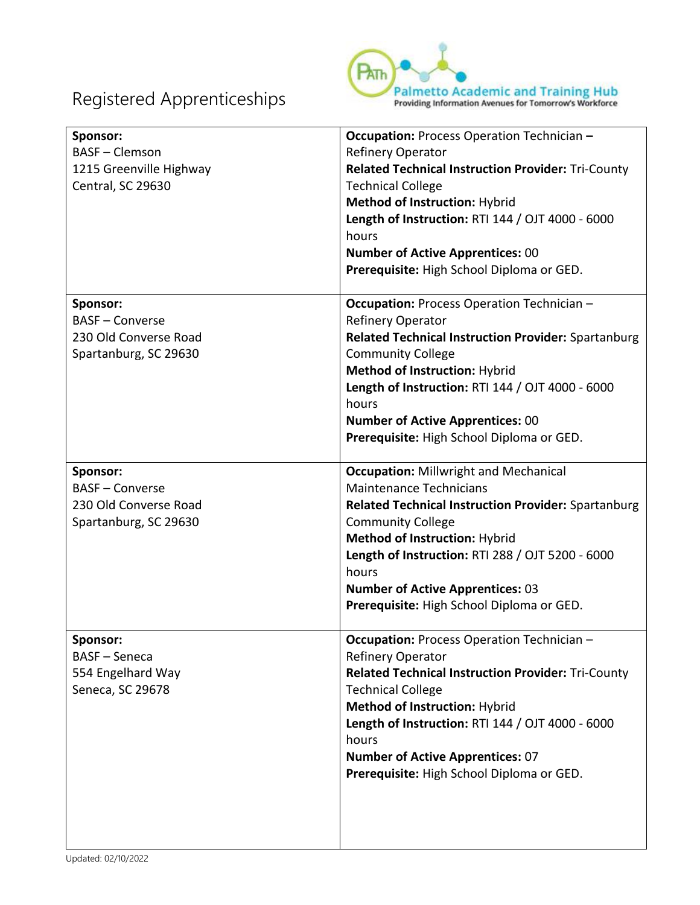Registered Apprenticeships

| Sponsor | Details |
| --- | --- |
| **Sponsor:**<br>BASF – Clemson<br>1215 Greenville Highway<br>Central, SC 29630 | **Occupation:** Process Operation Technician **–** Refinery Operator<br>**Related Technical Instruction Provider:** Tri-County Technical College<br>**Method of Instruction:** Hybrid<br>**Length of Instruction:** RTI 144 / OJT 4000 - 6000 hours<br>**Number of Active Apprentices:** 00<br>**Prerequisite:** High School Diploma or GED. |
| **Sponsor:**<br>BASF – Converse<br>230 Old Converse Road<br>Spartanburg, SC 29630 | **Occupation:** Process Operation Technician – Refinery Operator<br>**Related Technical Instruction Provider:** Spartanburg Community College<br>**Method of Instruction:** Hybrid<br>**Length of Instruction:** RTI 144 / OJT 4000 - 6000 hours<br>**Number of Active Apprentices:** 00<br>**Prerequisite:** High School Diploma or GED. |
| **Sponsor:**<br>BASF – Converse<br>230 Old Converse Road<br>Spartanburg, SC 29630 | **Occupation:** Millwright and Mechanical Maintenance Technicians<br>**Related Technical Instruction Provider:** Spartanburg Community College<br>**Method of Instruction:** Hybrid<br>**Length of Instruction:** RTI 288 / OJT 5200 - 6000 hours<br>**Number of Active Apprentices:** 03<br>**Prerequisite:** High School Diploma or GED. |
| **Sponsor:**<br>BASF – Seneca<br>554 Engelhard Way<br>Seneca, SC 29678 | **Occupation:** Process Operation Technician – Refinery Operator<br>**Related Technical Instruction Provider:** Tri-County Technical College<br>**Method of Instruction:** Hybrid<br>**Length of Instruction:** RTI 144 / OJT 4000 - 6000 hours<br>**Number of Active Apprentices:** 07<br>**Prerequisite:** High School Diploma or GED. |

Updated: 02/10/2022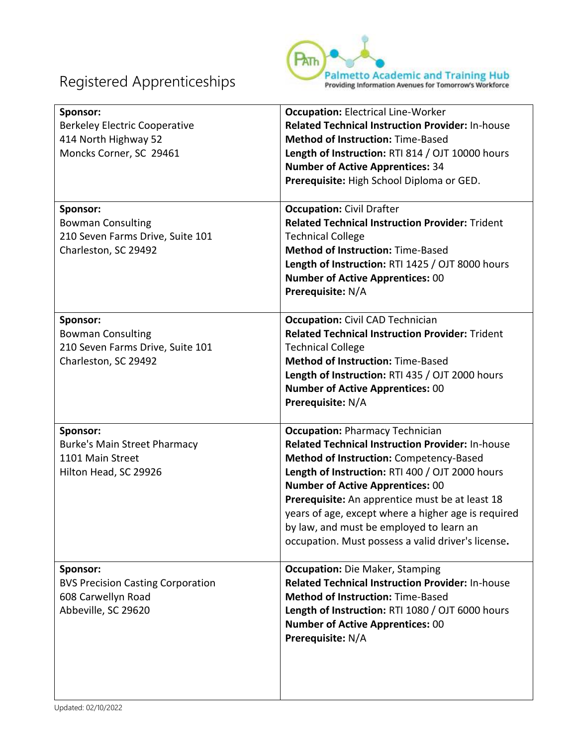# Registered Apprenticeships

Palmetto Academic and Training Hub
Providing Information Avenues for Tomorrow's Workforce

| Sponsor | Details |
|---|---|
| **Sponsor:**<br>Berkeley Electric Cooperative<br>414 North Highway 52<br>Moncks Corner, SC 29461 | **Occupation:** Electrical Line-Worker<br>**Related Technical Instruction Provider:** In-house<br>**Method of Instruction:** Time-Based<br>**Length of Instruction:** RTI 814 / OJT 10000 hours<br>**Number of Active Apprentices:** 34<br>**Prerequisite:** High School Diploma or GED. |
| **Sponsor:**<br>Bowman Consulting<br>210 Seven Farms Drive, Suite 101<br>Charleston, SC 29492 | **Occupation:** Civil Drafter<br>**Related Technical Instruction Provider:** Trident Technical College<br>**Method of Instruction:** Time-Based<br>**Length of Instruction:** RTI 1425 / OJT 8000 hours<br>**Number of Active Apprentices:** 00<br>**Prerequisite:** N/A |
| **Sponsor:**<br>Bowman Consulting<br>210 Seven Farms Drive, Suite 101<br>Charleston, SC 29492 | **Occupation:** Civil CAD Technician<br>**Related Technical Instruction Provider:** Trident Technical College<br>**Method of Instruction:** Time-Based<br>**Length of Instruction:** RTI 435 / OJT 2000 hours<br>**Number of Active Apprentices:** 00<br>**Prerequisite:** N/A |
| **Sponsor:**<br>Burke's Main Street Pharmacy<br>1101 Main Street<br>Hilton Head, SC 29926 | **Occupation:** Pharmacy Technician<br>**Related Technical Instruction Provider:** In-house<br>**Method of Instruction:** Competency-Based<br>**Length of Instruction:** RTI 400 / OJT 2000 hours<br>**Number of Active Apprentices:** 00<br>**Prerequisite:** An apprentice must be at least 18 years of age, except where a higher age is required by law, and must be employed to learn an occupation. Must possess a valid driver's license**.** |
| **Sponsor:**<br>BVS Precision Casting Corporation<br>608 Carwellyn Road<br>Abbeville, SC 29620 | **Occupation:** Die Maker, Stamping<br>**Related Technical Instruction Provider:** In-house<br>**Method of Instruction:** Time-Based<br>**Length of Instruction:** RTI 1080 / OJT 6000 hours<br>**Number of Active Apprentices:** 00<br>**Prerequisite:** N/A |

Updated: 02/10/2022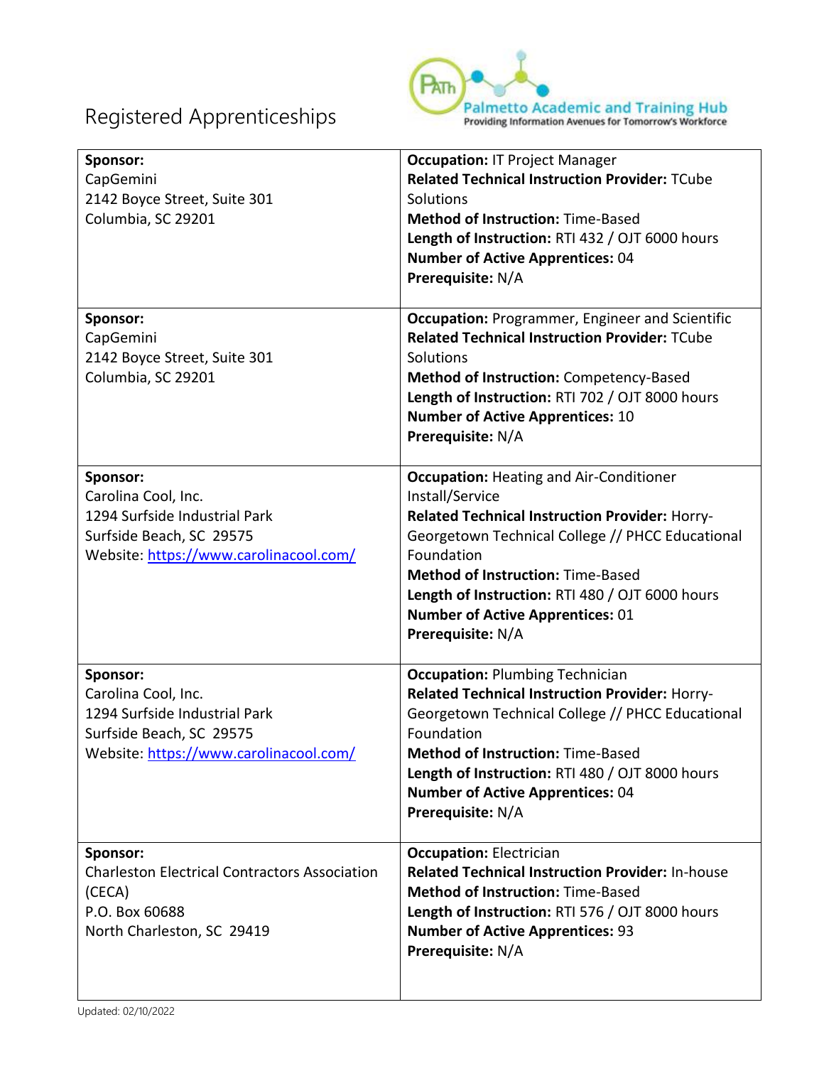Registered Apprenticeships

| Sponsor | Details |
| --- | --- |
| **Sponsor:**<br>CapGemini<br>2142 Boyce Street, Suite 301<br>Columbia, SC 29201 | **Occupation:** IT Project Manager<br>**Related Technical Instruction Provider:** TCube Solutions<br>**Method of Instruction:** Time-Based<br>**Length of Instruction:** RTI 432 / OJT 6000 hours<br>**Number of Active Apprentices:** 04<br>**Prerequisite:** N/A |
| **Sponsor:**<br>CapGemini<br>2142 Boyce Street, Suite 301<br>Columbia, SC 29201 | **Occupation:** Programmer, Engineer and Scientific<br>**Related Technical Instruction Provider:** TCube Solutions<br>**Method of Instruction:** Competency-Based<br>**Length of Instruction:** RTI 702 / OJT 8000 hours<br>**Number of Active Apprentices:** 10<br>**Prerequisite:** N/A |
| **Sponsor:**<br>Carolina Cool, Inc.<br>1294 Surfside Industrial Park<br>Surfside Beach, SC 29575<br>Website: https://www.carolinacool.com/ | **Occupation:** Heating and Air-Conditioner Install/Service<br>**Related Technical Instruction Provider:** Horry-Georgetown Technical College // PHCC Educational Foundation<br>**Method of Instruction:** Time-Based<br>**Length of Instruction:** RTI 480 / OJT 6000 hours<br>**Number of Active Apprentices:** 01<br>**Prerequisite:** N/A |
| **Sponsor:**<br>Carolina Cool, Inc.<br>1294 Surfside Industrial Park<br>Surfside Beach, SC 29575<br>Website: https://www.carolinacool.com/ | **Occupation:** Plumbing Technician<br>**Related Technical Instruction Provider:** Horry-Georgetown Technical College // PHCC Educational Foundation<br>**Method of Instruction:** Time-Based<br>**Length of Instruction:** RTI 480 / OJT 8000 hours<br>**Number of Active Apprentices:** 04<br>**Prerequisite:** N/A |
| **Sponsor:**<br>Charleston Electrical Contractors Association (CECA)<br>P.O. Box 60688<br>North Charleston, SC 29419 | **Occupation:** Electrician<br>**Related Technical Instruction Provider:** In-house<br>**Method of Instruction:** Time-Based<br>**Length of Instruction:** RTI 576 / OJT 8000 hours<br>**Number of Active Apprentices:** 93<br>**Prerequisite:** N/A |

Updated: 02/10/2022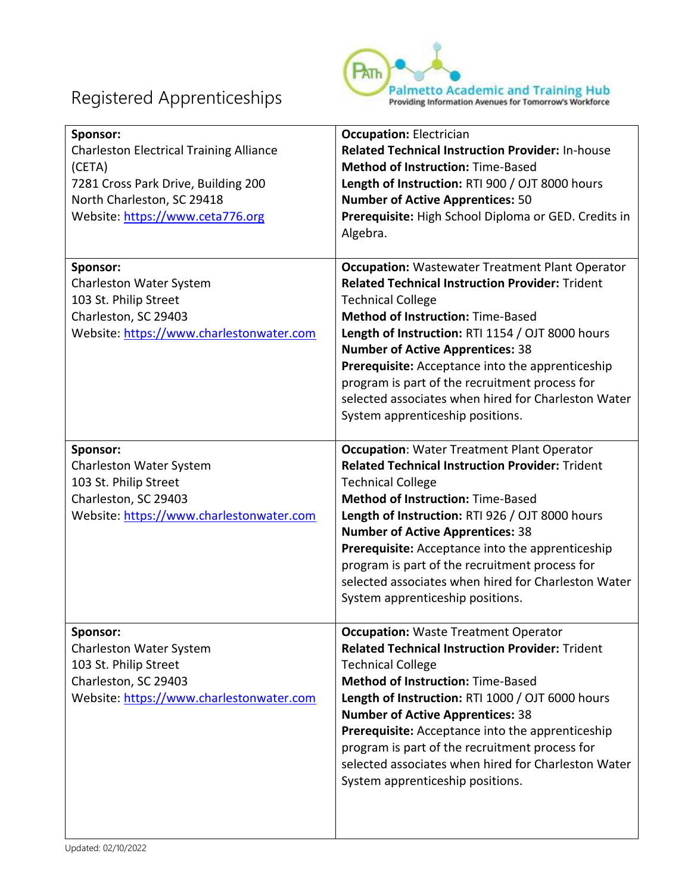# Registered Apprenticeships

| Sponsor | Details |
|---|---|
| **Sponsor:**<br>Charleston Electrical Training Alliance (CETA)<br>7281 Cross Park Drive, Building 200<br>North Charleston, SC 29418<br>Website: https://www.ceta776.org | **Occupation:** Electrician<br>**Related Technical Instruction Provider:** In-house<br>**Method of Instruction:** Time-Based<br>**Length of Instruction:** RTI 900 / OJT 8000 hours<br>**Number of Active Apprentices:** 50<br>**Prerequisite:** High School Diploma or GED. Credits in Algebra. |
| **Sponsor:**<br>Charleston Water System<br>103 St. Philip Street<br>Charleston, SC 29403<br>Website: https://www.charlestonwater.com | **Occupation:** Wastewater Treatment Plant Operator<br>**Related Technical Instruction Provider:** Trident Technical College<br>**Method of Instruction:** Time-Based<br>**Length of Instruction:** RTI 1154 / OJT 8000 hours<br>**Number of Active Apprentices:** 38<br>**Prerequisite:** Acceptance into the apprenticeship program is part of the recruitment process for selected associates when hired for Charleston Water System apprenticeship positions. |
| **Sponsor:**<br>Charleston Water System<br>103 St. Philip Street<br>Charleston, SC 29403<br>Website: https://www.charlestonwater.com | **Occupation**: Water Treatment Plant Operator<br>**Related Technical Instruction Provider:** Trident Technical College<br>**Method of Instruction:** Time-Based<br>**Length of Instruction:** RTI 926 / OJT 8000 hours<br>**Number of Active Apprentices:** 38<br>**Prerequisite:** Acceptance into the apprenticeship program is part of the recruitment process for selected associates when hired for Charleston Water System apprenticeship positions. |
| **Sponsor:**<br>Charleston Water System<br>103 St. Philip Street<br>Charleston, SC 29403<br>Website: https://www.charlestonwater.com | **Occupation:** Waste Treatment Operator<br>**Related Technical Instruction Provider:** Trident Technical College<br>**Method of Instruction:** Time-Based<br>**Length of Instruction:** RTI 1000 / OJT 6000 hours<br>**Number of Active Apprentices:** 38<br>**Prerequisite:** Acceptance into the apprenticeship program is part of the recruitment process for selected associates when hired for Charleston Water System apprenticeship positions. |

Updated: 02/10/2022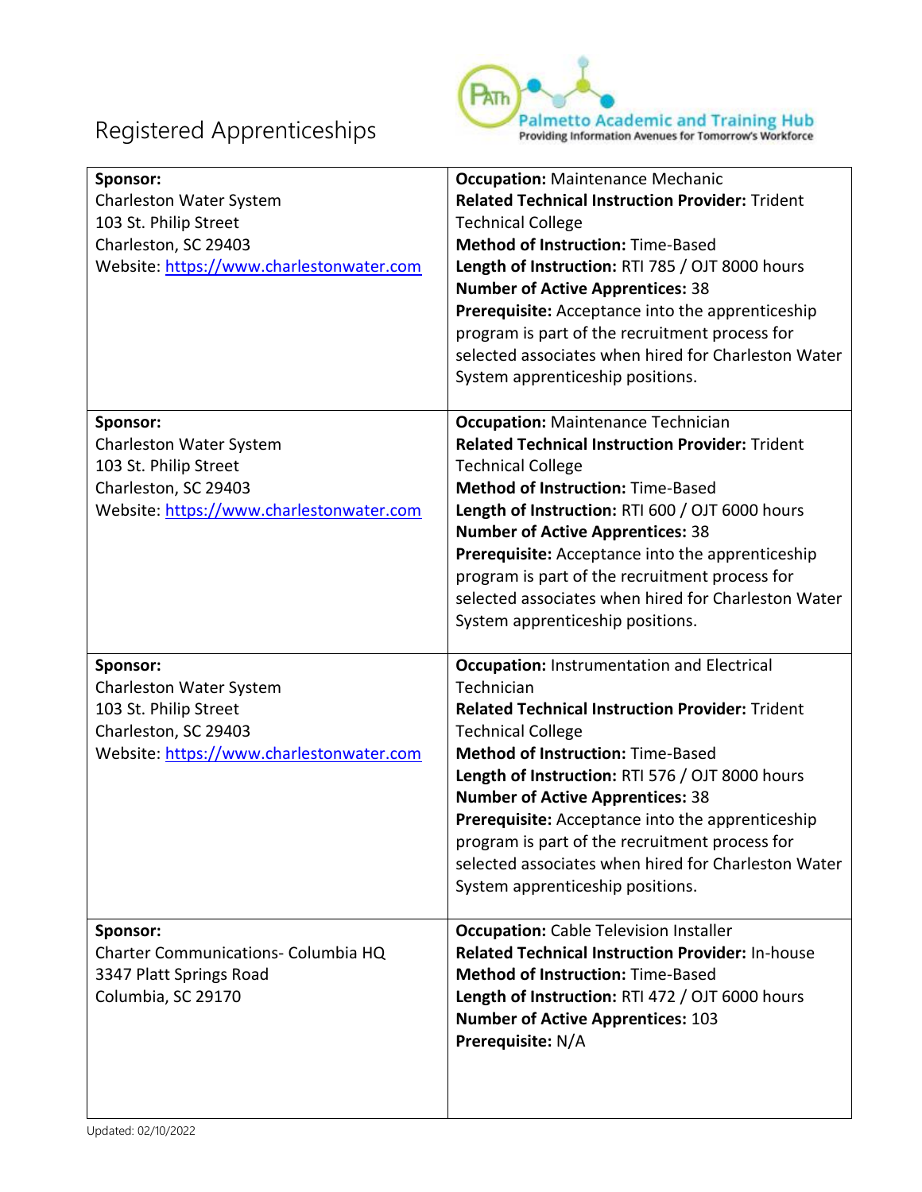# Registered Apprenticeships

| Sponsor | Details |
|---|---|
| **Sponsor:**<br>Charleston Water System<br>103 St. Philip Street<br>Charleston, SC 29403<br>Website: https://www.charlestonwater.com | **Occupation:** Maintenance Mechanic<br>**Related Technical Instruction Provider:** Trident Technical College<br>**Method of Instruction:** Time-Based<br>**Length of Instruction:** RTI 785 / OJT 8000 hours<br>**Number of Active Apprentices:** 38<br>**Prerequisite:** Acceptance into the apprenticeship program is part of the recruitment process for selected associates when hired for Charleston Water System apprenticeship positions. |
| **Sponsor:**<br>Charleston Water System<br>103 St. Philip Street<br>Charleston, SC 29403<br>Website: https://www.charlestonwater.com | **Occupation:** Maintenance Technician<br>**Related Technical Instruction Provider:** Trident Technical College<br>**Method of Instruction:** Time-Based<br>**Length of Instruction:** RTI 600 / OJT 6000 hours<br>**Number of Active Apprentices:** 38<br>**Prerequisite:** Acceptance into the apprenticeship program is part of the recruitment process for selected associates when hired for Charleston Water System apprenticeship positions. |
| **Sponsor:**<br>Charleston Water System<br>103 St. Philip Street<br>Charleston, SC 29403<br>Website: https://www.charlestonwater.com | **Occupation:** Instrumentation and Electrical Technician<br>**Related Technical Instruction Provider:** Trident Technical College<br>**Method of Instruction:** Time-Based<br>**Length of Instruction:** RTI 576 / OJT 8000 hours<br>**Number of Active Apprentices:** 38<br>**Prerequisite:** Acceptance into the apprenticeship program is part of the recruitment process for selected associates when hired for Charleston Water System apprenticeship positions. |
| **Sponsor:**<br>Charter Communications- Columbia HQ<br>3347 Platt Springs Road<br>Columbia, SC 29170 | **Occupation:** Cable Television Installer<br>**Related Technical Instruction Provider:** In-house<br>**Method of Instruction:** Time-Based<br>**Length of Instruction:** RTI 472 / OJT 6000 hours<br>**Number of Active Apprentices:** 103<br>**Prerequisite:** N/A |

Updated: 02/10/2022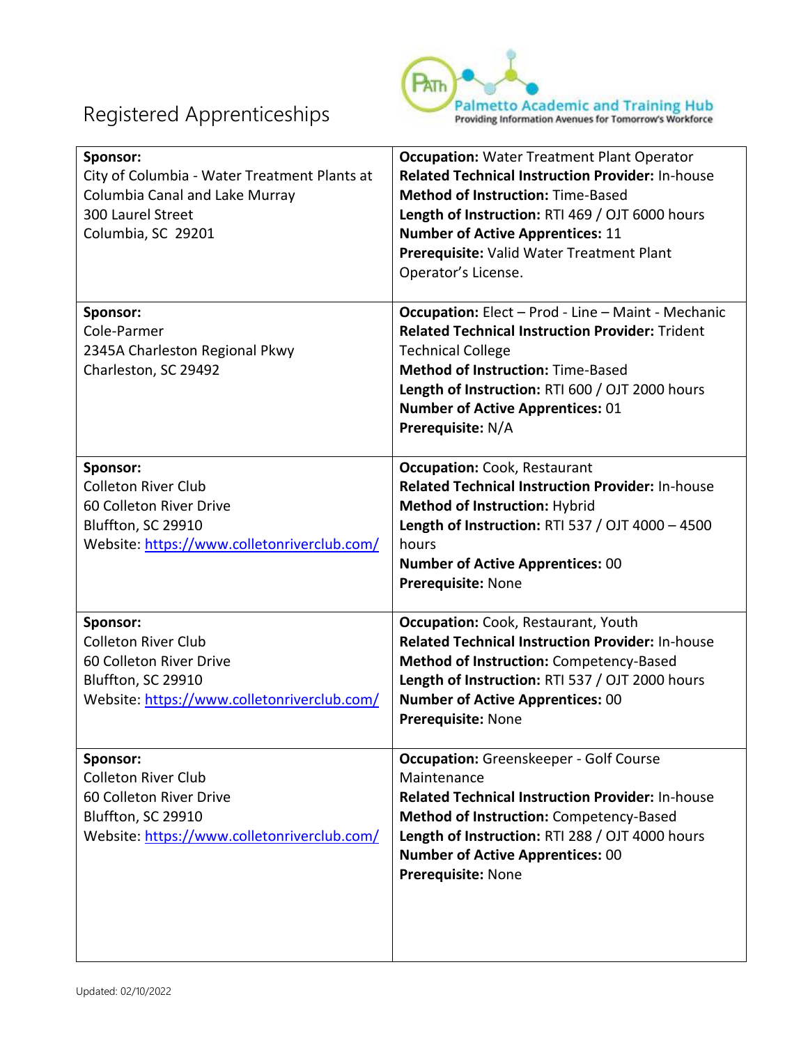# Registered Apprenticeships

| Sponsor | Details |
|---|---|
| **Sponsor:**<br>City of Columbia - Water Treatment Plants at Columbia Canal and Lake Murray<br>300 Laurel Street<br>Columbia, SC 29201 | **Occupation:** Water Treatment Plant Operator<br>**Related Technical Instruction Provider:** In-house<br>**Method of Instruction:** Time-Based<br>**Length of Instruction:** RTI 469 / OJT 6000 hours<br>**Number of Active Apprentices:** 11<br>**Prerequisite:** Valid Water Treatment Plant Operator's License. |
| **Sponsor:**<br>Cole-Parmer<br>2345A Charleston Regional Pkwy<br>Charleston, SC 29492 | **Occupation:** Elect – Prod - Line – Maint - Mechanic<br>**Related Technical Instruction Provider:** Trident Technical College<br>**Method of Instruction:** Time-Based<br>**Length of Instruction:** RTI 600 / OJT 2000 hours<br>**Number of Active Apprentices:** 01<br>**Prerequisite:** N/A |
| **Sponsor:**<br>Colleton River Club<br>60 Colleton River Drive<br>Bluffton, SC 29910<br>Website: https://www.colletonriverclub.com/ | **Occupation:** Cook, Restaurant<br>**Related Technical Instruction Provider:** In-house<br>**Method of Instruction:** Hybrid<br>**Length of Instruction:** RTI 537 / OJT 4000 – 4500 hours<br>**Number of Active Apprentices:** 00<br>**Prerequisite:** None |
| **Sponsor:**<br>Colleton River Club<br>60 Colleton River Drive<br>Bluffton, SC 29910<br>Website: https://www.colletonriverclub.com/ | **Occupation:** Cook, Restaurant, Youth<br>**Related Technical Instruction Provider:** In-house<br>**Method of Instruction:** Competency-Based<br>**Length of Instruction:** RTI 537 / OJT 2000 hours<br>**Number of Active Apprentices:** 00<br>**Prerequisite:** None |
| **Sponsor:**<br>Colleton River Club<br>60 Colleton River Drive<br>Bluffton, SC 29910<br>Website: https://www.colletonriverclub.com/ | **Occupation:** Greenskeeper - Golf Course Maintenance<br>**Related Technical Instruction Provider:** In-house<br>**Method of Instruction:** Competency-Based<br>**Length of Instruction:** RTI 288 / OJT 4000 hours<br>**Number of Active Apprentices:** 00<br>**Prerequisite:** None |

Updated: 02/10/2022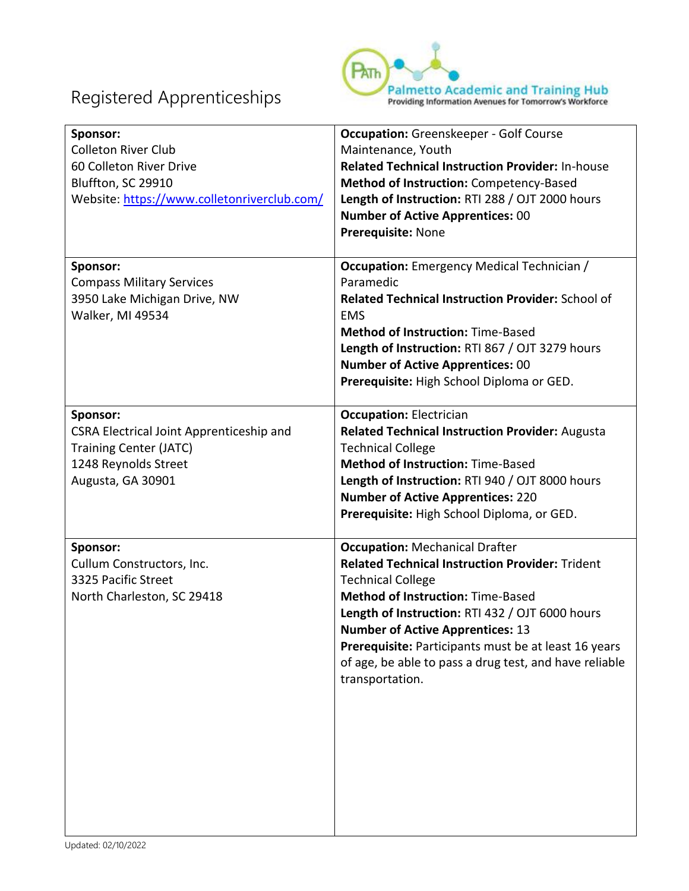# Registered Apprenticeships

| Sponsor | Details |
| --- | --- |
| **Sponsor:**<br>Colleton River Club<br>60 Colleton River Drive<br>Bluffton, SC 29910<br>Website: [https://www.colletonriverclub.com/](https://www.colletonriverclub.com/) | **Occupation:** Greenskeeper - Golf Course Maintenance, Youth<br>**Related Technical Instruction Provider:** In-house<br>**Method of Instruction:** Competency-Based<br>**Length of Instruction:** RTI 288 / OJT 2000 hours<br>**Number of Active Apprentices:** 00<br>**Prerequisite:** None |
| **Sponsor:**<br>Compass Military Services<br>3950 Lake Michigan Drive, NW<br>Walker, MI 49534 | **Occupation:** Emergency Medical Technician / Paramedic<br>**Related Technical Instruction Provider:** School of EMS<br>**Method of Instruction:** Time-Based<br>**Length of Instruction:** RTI 867 / OJT 3279 hours<br>**Number of Active Apprentices:** 00<br>**Prerequisite:** High School Diploma or GED. |
| **Sponsor:**<br>CSRA Electrical Joint Apprenticeship and Training Center (JATC)<br>1248 Reynolds Street<br>Augusta, GA 30901 | **Occupation:** Electrician<br>**Related Technical Instruction Provider:** Augusta Technical College<br>**Method of Instruction:** Time-Based<br>**Length of Instruction:** RTI 940 / OJT 8000 hours<br>**Number of Active Apprentices:** 220<br>**Prerequisite:** High School Diploma, or GED. |
| **Sponsor:**<br>Cullum Constructors, Inc.<br>3325 Pacific Street<br>North Charleston, SC 29418 | **Occupation:** Mechanical Drafter<br>**Related Technical Instruction Provider:** Trident Technical College<br>**Method of Instruction:** Time-Based<br>**Length of Instruction:** RTI 432 / OJT 6000 hours<br>**Number of Active Apprentices:** 13<br>**Prerequisite:** Participants must be at least 16 years of age, be able to pass a drug test, and have reliable transportation. |

Updated: 02/10/2022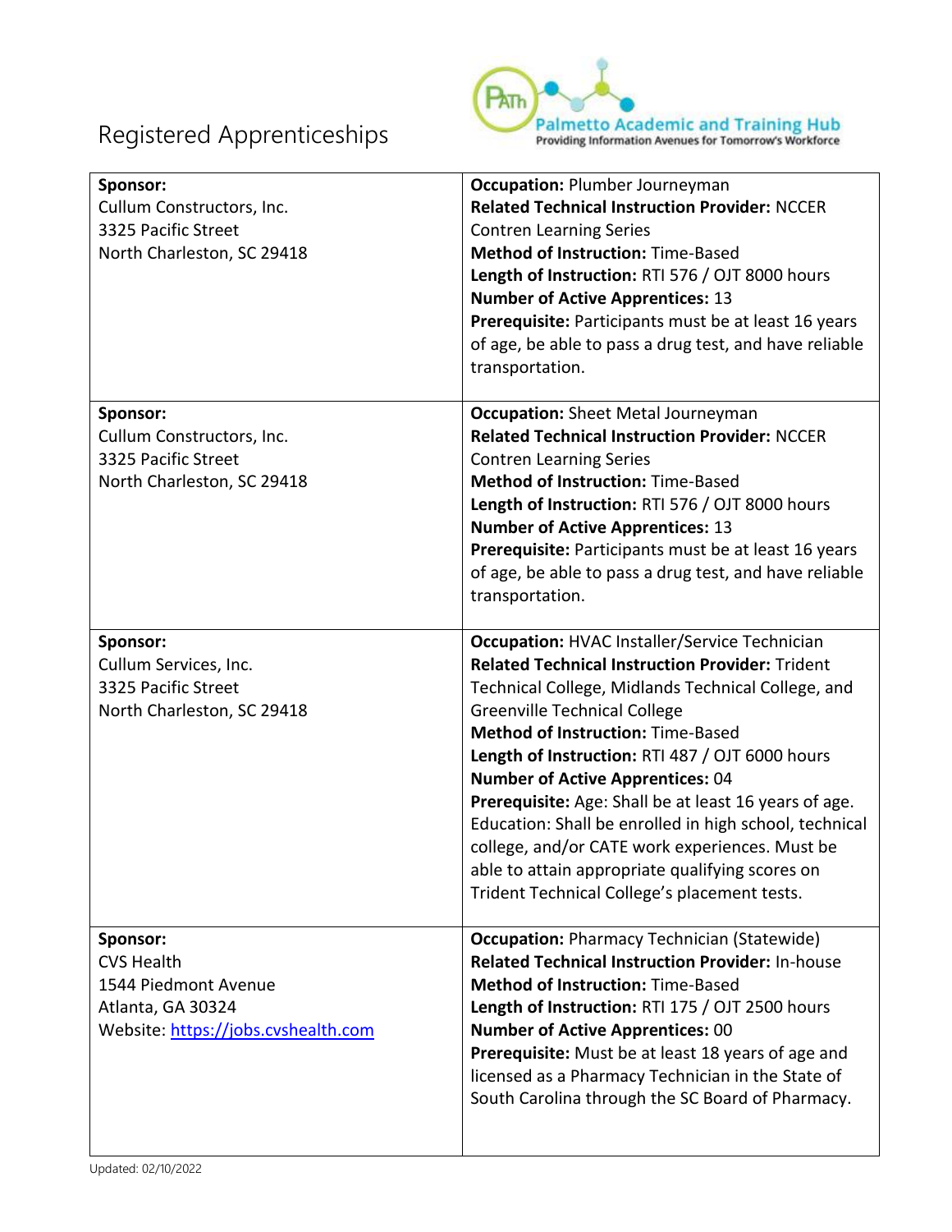# Registered Apprenticeships

| Sponsor | Details |
|---|---|
| **Sponsor:**<br>Cullum Constructors, Inc.<br>3325 Pacific Street<br>North Charleston, SC 29418 | **Occupation:** Plumber Journeyman<br>**Related Technical Instruction Provider:** NCCER Contren Learning Series<br>**Method of Instruction:** Time-Based<br>**Length of Instruction:** RTI 576 / OJT 8000 hours<br>**Number of Active Apprentices:** 13<br>**Prerequisite:** Participants must be at least 16 years of age, be able to pass a drug test, and have reliable transportation. |
| **Sponsor:**<br>Cullum Constructors, Inc.<br>3325 Pacific Street<br>North Charleston, SC 29418 | **Occupation:** Sheet Metal Journeyman<br>**Related Technical Instruction Provider:** NCCER Contren Learning Series<br>**Method of Instruction:** Time-Based<br>**Length of Instruction:** RTI 576 / OJT 8000 hours<br>**Number of Active Apprentices:** 13<br>**Prerequisite:** Participants must be at least 16 years of age, be able to pass a drug test, and have reliable transportation. |
| **Sponsor:**<br>Cullum Services, Inc.<br>3325 Pacific Street<br>North Charleston, SC 29418 | **Occupation:** HVAC Installer/Service Technician<br>**Related Technical Instruction Provider:** Trident Technical College, Midlands Technical College, and Greenville Technical College<br>**Method of Instruction:** Time-Based<br>**Length of Instruction:** RTI 487 / OJT 6000 hours<br>**Number of Active Apprentices:** 04<br>**Prerequisite:** Age: Shall be at least 16 years of age. Education: Shall be enrolled in high school, technical college, and/or CATE work experiences. Must be able to attain appropriate qualifying scores on Trident Technical College's placement tests. |
| **Sponsor:**<br>CVS Health<br>1544 Piedmont Avenue<br>Atlanta, GA 30324<br>Website: [https://jobs.cvshealth.com](https://jobs.cvshealth.com) | **Occupation:** Pharmacy Technician (Statewide)<br>**Related Technical Instruction Provider:** In-house<br>**Method of Instruction:** Time-Based<br>**Length of Instruction:** RTI 175 / OJT 2500 hours<br>**Number of Active Apprentices:** 00<br>**Prerequisite:** Must be at least 18 years of age and licensed as a Pharmacy Technician in the State of South Carolina through the SC Board of Pharmacy. |

Updated: 02/10/2022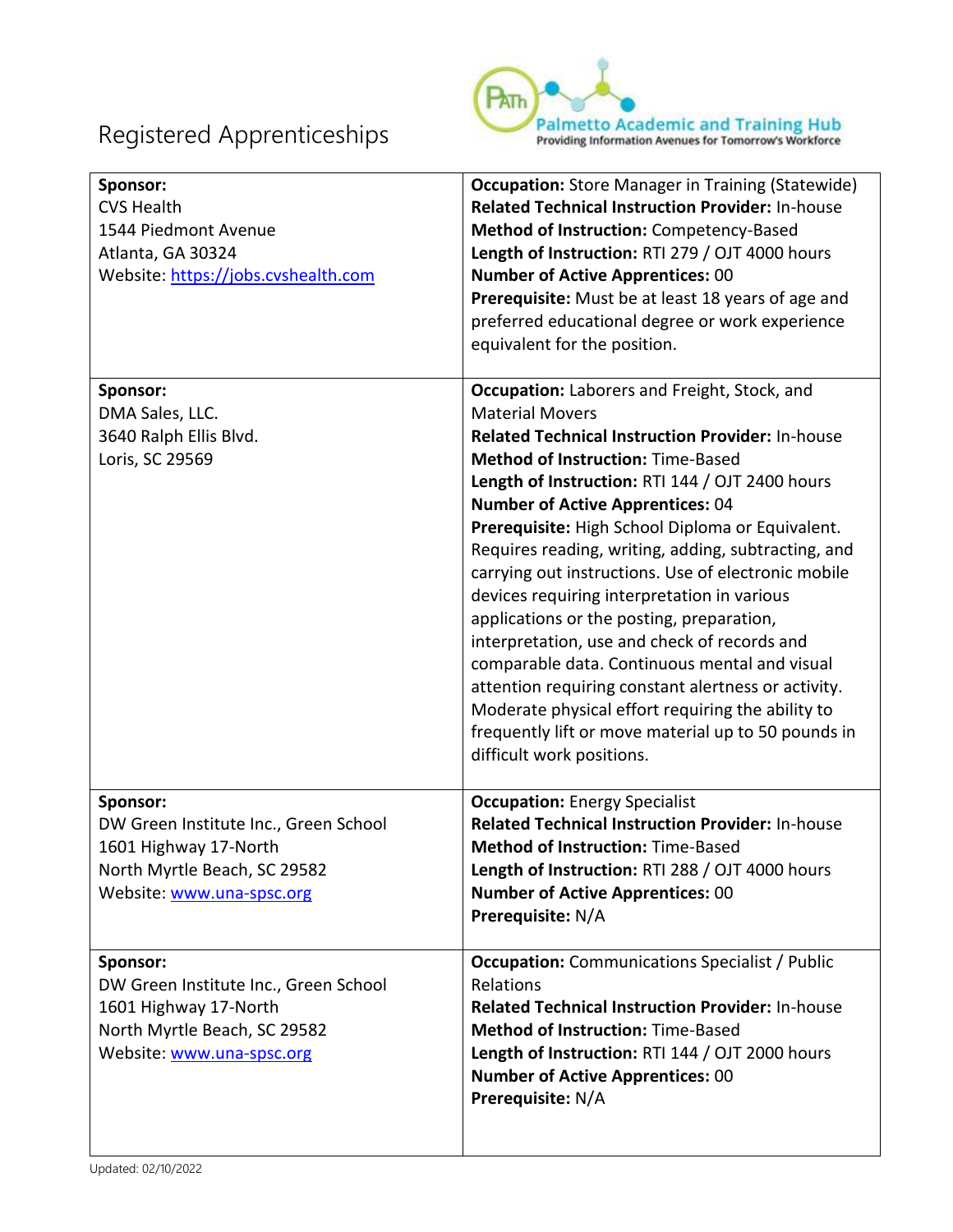Registered Apprenticeships

Palmetto Academic and Training Hub
Providing Information Avenues for Tomorrow's Workforce

| Sponsor | Details |
|---|---|
| **Sponsor:**<br>CVS Health<br>1544 Piedmont Avenue<br>Atlanta, GA 30324<br>Website: [https://jobs.cvshealth.com](https://jobs.cvshealth.com) | **Occupation:** Store Manager in Training (Statewide)<br>**Related Technical Instruction Provider:** In-house<br>**Method of Instruction:** Competency-Based<br>**Length of Instruction:** RTI 279 / OJT 4000 hours<br>**Number of Active Apprentices:** 00<br>**Prerequisite:** Must be at least 18 years of age and preferred educational degree or work experience equivalent for the position. |
| **Sponsor:**<br>DMA Sales, LLC.<br>3640 Ralph Ellis Blvd.<br>Loris, SC 29569 | **Occupation:** Laborers and Freight, Stock, and Material Movers<br>**Related Technical Instruction Provider:** In-house<br>**Method of Instruction:** Time-Based<br>**Length of Instruction:** RTI 144 / OJT 2400 hours<br>**Number of Active Apprentices:** 04<br>**Prerequisite:** High School Diploma or Equivalent. Requires reading, writing, adding, subtracting, and carrying out instructions. Use of electronic mobile devices requiring interpretation in various applications or the posting, preparation, interpretation, use and check of records and comparable data. Continuous mental and visual attention requiring constant alertness or activity. Moderate physical effort requiring the ability to frequently lift or move material up to 50 pounds in difficult work positions. |
| **Sponsor:**<br>DW Green Institute Inc., Green School<br>1601 Highway 17-North<br>North Myrtle Beach, SC 29582<br>Website: [www.una-spsc.org](http://www.una-spsc.org) | **Occupation:** Energy Specialist<br>**Related Technical Instruction Provider:** In-house<br>**Method of Instruction:** Time-Based<br>**Length of Instruction:** RTI 288 / OJT 4000 hours<br>**Number of Active Apprentices:** 00<br>**Prerequisite:** N/A |
| **Sponsor:**<br>DW Green Institute Inc., Green School<br>1601 Highway 17-North<br>North Myrtle Beach, SC 29582<br>Website: [www.una-spsc.org](http://www.una-spsc.org) | **Occupation:** Communications Specialist / Public Relations<br>**Related Technical Instruction Provider:** In-house<br>**Method of Instruction:** Time-Based<br>**Length of Instruction:** RTI 144 / OJT 2000 hours<br>**Number of Active Apprentices:** 00<br>**Prerequisite:** N/A |

Updated: 02/10/2022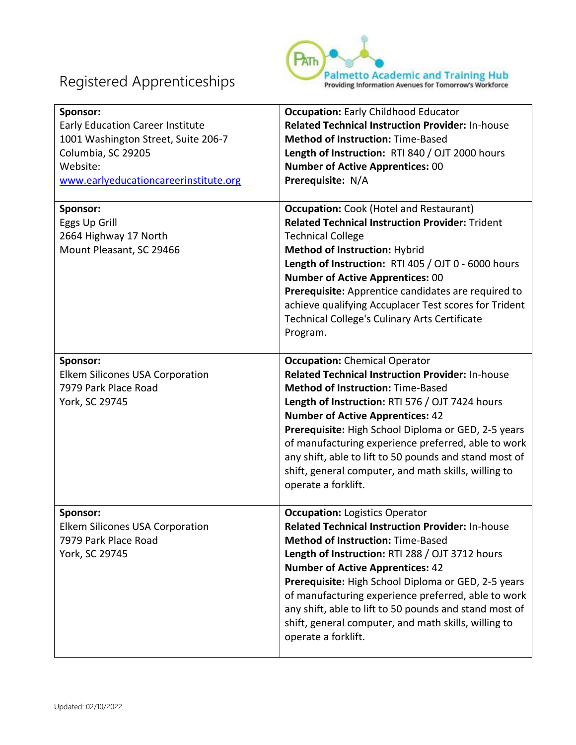# Registered Apprenticeships

Palmetto Academic and Training Hub
Providing Information Avenues for Tomorrow's Workforce

| Sponsor | Details |
|---|---|
| **Sponsor:**<br>Early Education Career Institute<br>1001 Washington Street, Suite 206-7<br>Columbia, SC 29205<br>Website:<br>[www.earlyeducationcareerinstitute.org](http://www.earlyeducationcareerinstitute.org) | **Occupation:** Early Childhood Educator<br>**Related Technical Instruction Provider:** In-house<br>**Method of Instruction:** Time-Based<br>**Length of Instruction:** RTI 840 / OJT 2000 hours<br>**Number of Active Apprentices:** 00<br>**Prerequisite:** N/A |
| **Sponsor:**<br>Eggs Up Grill<br>2664 Highway 17 North<br>Mount Pleasant, SC 29466 | **Occupation:** Cook (Hotel and Restaurant)<br>**Related Technical Instruction Provider:** Trident Technical College<br>**Method of Instruction:** Hybrid<br>**Length of Instruction:** RTI 405 / OJT 0 - 6000 hours<br>**Number of Active Apprentices:** 00<br>**Prerequisite:** Apprentice candidates are required to achieve qualifying Accuplacer Test scores for Trident Technical College's Culinary Arts Certificate Program. |
| **Sponsor:**<br>Elkem Silicones USA Corporation<br>7979 Park Place Road<br>York, SC 29745 | **Occupation:** Chemical Operator<br>**Related Technical Instruction Provider:** In-house<br>**Method of Instruction:** Time-Based<br>**Length of Instruction:** RTI 576 / OJT 7424 hours<br>**Number of Active Apprentices:** 42<br>**Prerequisite:** High School Diploma or GED, 2-5 years of manufacturing experience preferred, able to work any shift, able to lift to 50 pounds and stand most of shift, general computer, and math skills, willing to operate a forklift. |
| **Sponsor:**<br>Elkem Silicones USA Corporation<br>7979 Park Place Road<br>York, SC 29745 | **Occupation:** Logistics Operator<br>**Related Technical Instruction Provider:** In-house<br>**Method of Instruction:** Time-Based<br>**Length of Instruction:** RTI 288 / OJT 3712 hours<br>**Number of Active Apprentices:** 42<br>**Prerequisite:** High School Diploma or GED, 2-5 years of manufacturing experience preferred, able to work any shift, able to lift to 50 pounds and stand most of shift, general computer, and math skills, willing to operate a forklift. |

Updated: 02/10/2022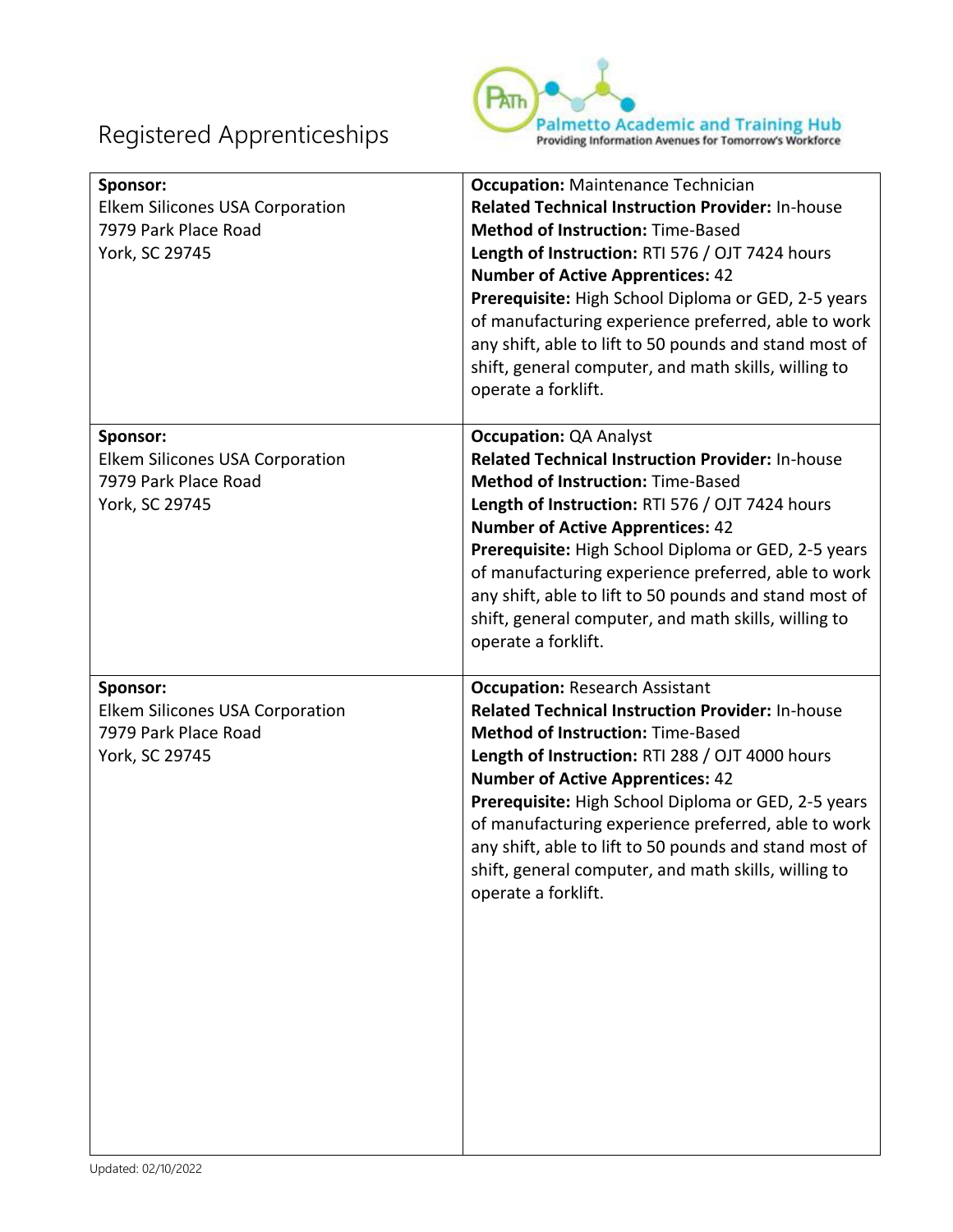# Registered Apprenticeships

| Sponsor | Details |
|---|---|
| **Sponsor:**<br>Elkem Silicones USA Corporation<br>7979 Park Place Road<br>York, SC 29745 | **Occupation:** Maintenance Technician<br>**Related Technical Instruction Provider:** In-house<br>**Method of Instruction:** Time-Based<br>**Length of Instruction:** RTI 576 / OJT 7424 hours<br>**Number of Active Apprentices:** 42<br>**Prerequisite:** High School Diploma or GED, 2-5 years of manufacturing experience preferred, able to work any shift, able to lift to 50 pounds and stand most of shift, general computer, and math skills, willing to operate a forklift. |
| **Sponsor:**<br>Elkem Silicones USA Corporation<br>7979 Park Place Road<br>York, SC 29745 | **Occupation:** QA Analyst<br>**Related Technical Instruction Provider:** In-house<br>**Method of Instruction:** Time-Based<br>**Length of Instruction:** RTI 576 / OJT 7424 hours<br>**Number of Active Apprentices:** 42<br>**Prerequisite:** High School Diploma or GED, 2-5 years of manufacturing experience preferred, able to work any shift, able to lift to 50 pounds and stand most of shift, general computer, and math skills, willing to operate a forklift. |
| **Sponsor:**<br>Elkem Silicones USA Corporation<br>7979 Park Place Road<br>York, SC 29745 | **Occupation:** Research Assistant<br>**Related Technical Instruction Provider:** In-house<br>**Method of Instruction:** Time-Based<br>**Length of Instruction:** RTI 288 / OJT 4000 hours<br>**Number of Active Apprentices:** 42<br>**Prerequisite:** High School Diploma or GED, 2-5 years of manufacturing experience preferred, able to work any shift, able to lift to 50 pounds and stand most of shift, general computer, and math skills, willing to operate a forklift. |

Updated: 02/10/2022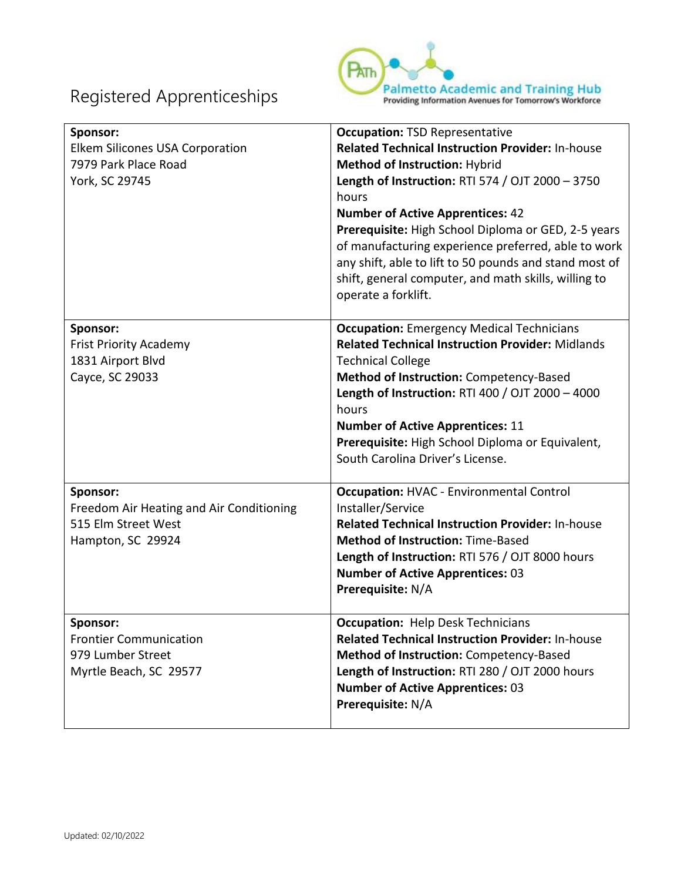# Registered Apprenticeships

| Sponsor | Details |
| --- | --- |
| **Sponsor:**<br>Elkem Silicones USA Corporation<br>7979 Park Place Road<br>York, SC 29745 | **Occupation:** TSD Representative<br>**Related Technical Instruction Provider:** In-house<br>**Method of Instruction:** Hybrid<br>**Length of Instruction:** RTI 574 / OJT 2000 – 3750 hours<br>**Number of Active Apprentices:** 42<br>**Prerequisite:** High School Diploma or GED, 2-5 years of manufacturing experience preferred, able to work any shift, able to lift to 50 pounds and stand most of shift, general computer, and math skills, willing to operate a forklift. |
| **Sponsor:**<br>Frist Priority Academy<br>1831 Airport Blvd<br>Cayce, SC 29033 | **Occupation:** Emergency Medical Technicians<br>**Related Technical Instruction Provider:** Midlands Technical College<br>**Method of Instruction:** Competency-Based<br>**Length of Instruction:** RTI 400 / OJT 2000 – 4000 hours<br>**Number of Active Apprentices:** 11<br>**Prerequisite:** High School Diploma or Equivalent, South Carolina Driver's License. |
| **Sponsor:**<br>Freedom Air Heating and Air Conditioning<br>515 Elm Street West<br>Hampton, SC 29924 | **Occupation:** HVAC - Environmental Control Installer/Service<br>**Related Technical Instruction Provider:** In-house<br>**Method of Instruction:** Time-Based<br>**Length of Instruction:** RTI 576 / OJT 8000 hours<br>**Number of Active Apprentices:** 03<br>**Prerequisite:** N/A |
| **Sponsor:**<br>Frontier Communication<br>979 Lumber Street<br>Myrtle Beach, SC 29577 | **Occupation:** Help Desk Technicians<br>**Related Technical Instruction Provider:** In-house<br>**Method of Instruction:** Competency-Based<br>**Length of Instruction:** RTI 280 / OJT 2000 hours<br>**Number of Active Apprentices:** 03<br>**Prerequisite:** N/A |

Updated: 02/10/2022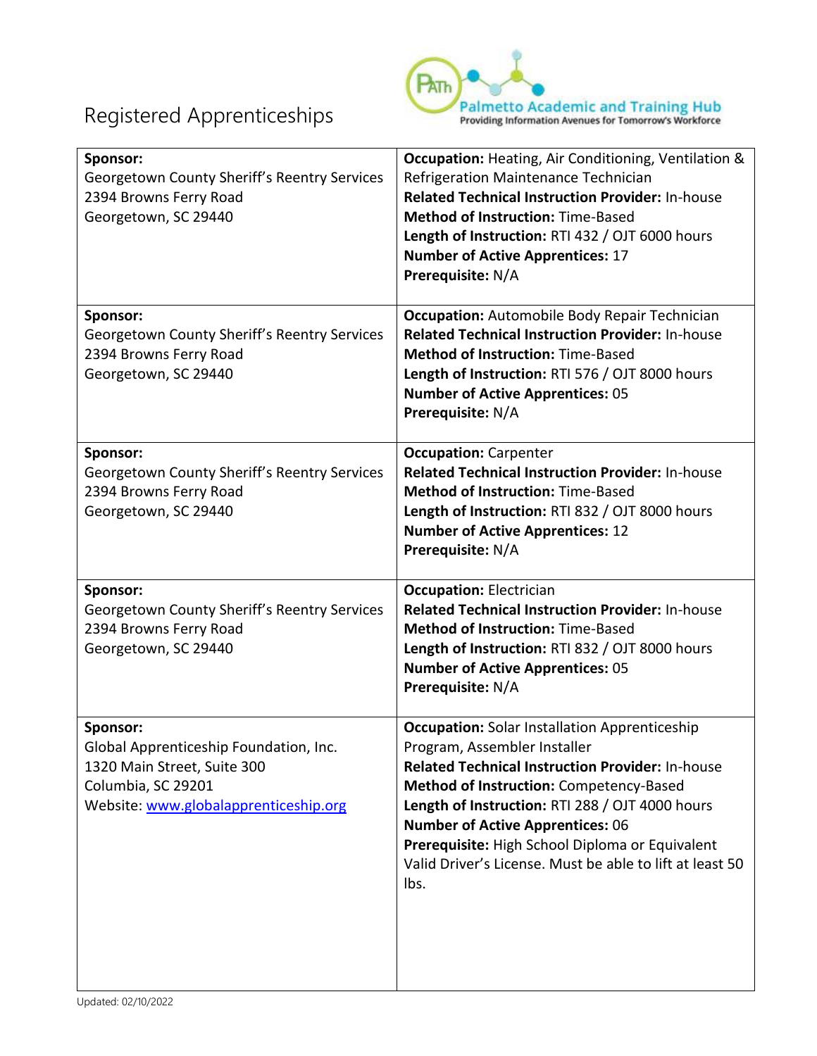# Registered Apprenticeships

| Sponsor | Details |
| --- | --- |
| **Sponsor:**<br>Georgetown County Sheriff's Reentry Services<br>2394 Browns Ferry Road<br>Georgetown, SC 29440 | **Occupation:** Heating, Air Conditioning, Ventilation & Refrigeration Maintenance Technician<br>**Related Technical Instruction Provider:** In-house<br>**Method of Instruction:** Time-Based<br>**Length of Instruction:** RTI 432 / OJT 6000 hours<br>**Number of Active Apprentices:** 17<br>**Prerequisite:** N/A |
| **Sponsor:**<br>Georgetown County Sheriff's Reentry Services<br>2394 Browns Ferry Road<br>Georgetown, SC 29440 | **Occupation:** Automobile Body Repair Technician<br>**Related Technical Instruction Provider:** In-house<br>**Method of Instruction:** Time-Based<br>**Length of Instruction:** RTI 576 / OJT 8000 hours<br>**Number of Active Apprentices:** 05<br>**Prerequisite:** N/A |
| **Sponsor:**<br>Georgetown County Sheriff's Reentry Services<br>2394 Browns Ferry Road<br>Georgetown, SC 29440 | **Occupation:** Carpenter<br>**Related Technical Instruction Provider:** In-house<br>**Method of Instruction:** Time-Based<br>**Length of Instruction:** RTI 832 / OJT 8000 hours<br>**Number of Active Apprentices:** 12<br>**Prerequisite:** N/A |
| **Sponsor:**<br>Georgetown County Sheriff's Reentry Services<br>2394 Browns Ferry Road<br>Georgetown, SC 29440 | **Occupation:** Electrician<br>**Related Technical Instruction Provider:** In-house<br>**Method of Instruction:** Time-Based<br>**Length of Instruction:** RTI 832 / OJT 8000 hours<br>**Number of Active Apprentices:** 05<br>**Prerequisite:** N/A |
| **Sponsor:**<br>Global Apprenticeship Foundation, Inc.<br>1320 Main Street, Suite 300<br>Columbia, SC 29201<br>Website: [www.globalapprenticeship.org](http://www.globalapprenticeship.org) | **Occupation:** Solar Installation Apprenticeship Program, Assembler Installer<br>**Related Technical Instruction Provider:** In-house<br>**Method of Instruction:** Competency-Based<br>**Length of Instruction:** RTI 288 / OJT 4000 hours<br>**Number of Active Apprentices:** 06<br>**Prerequisite:** High School Diploma or Equivalent Valid Driver's License. Must be able to lift at least 50 lbs. |

Updated: 02/10/2022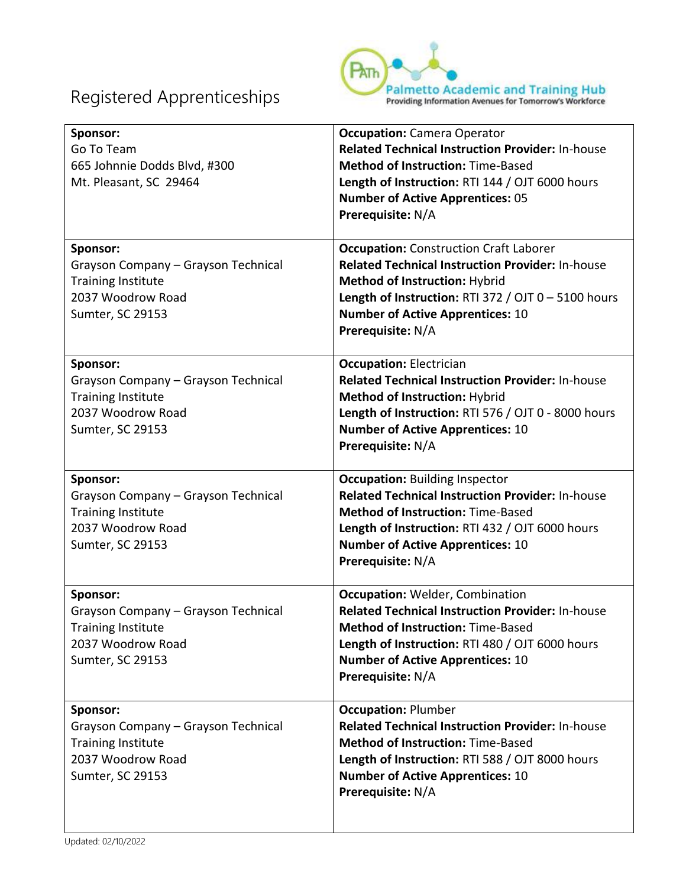# Registered Apprenticeships

| Sponsor | Details |
|---|---|
| **Sponsor:**<br>Go To Team<br>665 Johnnie Dodds Blvd, #300<br>Mt. Pleasant, SC 29464 | **Occupation:** Camera Operator<br>**Related Technical Instruction Provider:** In-house<br>**Method of Instruction:** Time-Based<br>**Length of Instruction:** RTI 144 / OJT 6000 hours<br>**Number of Active Apprentices:** 05<br>**Prerequisite:** N/A |
| **Sponsor:**<br>Grayson Company – Grayson Technical Training Institute<br>2037 Woodrow Road<br>Sumter, SC 29153 | **Occupation:** Construction Craft Laborer<br>**Related Technical Instruction Provider:** In-house<br>**Method of Instruction:** Hybrid<br>**Length of Instruction:** RTI 372 / OJT 0 – 5100 hours<br>**Number of Active Apprentices:** 10<br>**Prerequisite:** N/A |
| **Sponsor:**<br>Grayson Company – Grayson Technical Training Institute<br>2037 Woodrow Road<br>Sumter, SC 29153 | **Occupation:** Electrician<br>**Related Technical Instruction Provider:** In-house<br>**Method of Instruction:** Hybrid<br>**Length of Instruction:** RTI 576 / OJT 0 - 8000 hours<br>**Number of Active Apprentices:** 10<br>**Prerequisite:** N/A |
| **Sponsor:**<br>Grayson Company – Grayson Technical Training Institute<br>2037 Woodrow Road<br>Sumter, SC 29153 | **Occupation:** Building Inspector<br>**Related Technical Instruction Provider:** In-house<br>**Method of Instruction:** Time-Based<br>**Length of Instruction:** RTI 432 / OJT 6000 hours<br>**Number of Active Apprentices:** 10<br>**Prerequisite:** N/A |
| **Sponsor:**<br>Grayson Company – Grayson Technical Training Institute<br>2037 Woodrow Road<br>Sumter, SC 29153 | **Occupation:** Welder, Combination<br>**Related Technical Instruction Provider:** In-house<br>**Method of Instruction:** Time-Based<br>**Length of Instruction:** RTI 480 / OJT 6000 hours<br>**Number of Active Apprentices:** 10<br>**Prerequisite:** N/A |
| **Sponsor:**<br>Grayson Company – Grayson Technical Training Institute<br>2037 Woodrow Road<br>Sumter, SC 29153 | **Occupation:** Plumber<br>**Related Technical Instruction Provider:** In-house<br>**Method of Instruction:** Time-Based<br>**Length of Instruction:** RTI 588 / OJT 8000 hours<br>**Number of Active Apprentices:** 10<br>**Prerequisite:** N/A |

Updated: 02/10/2022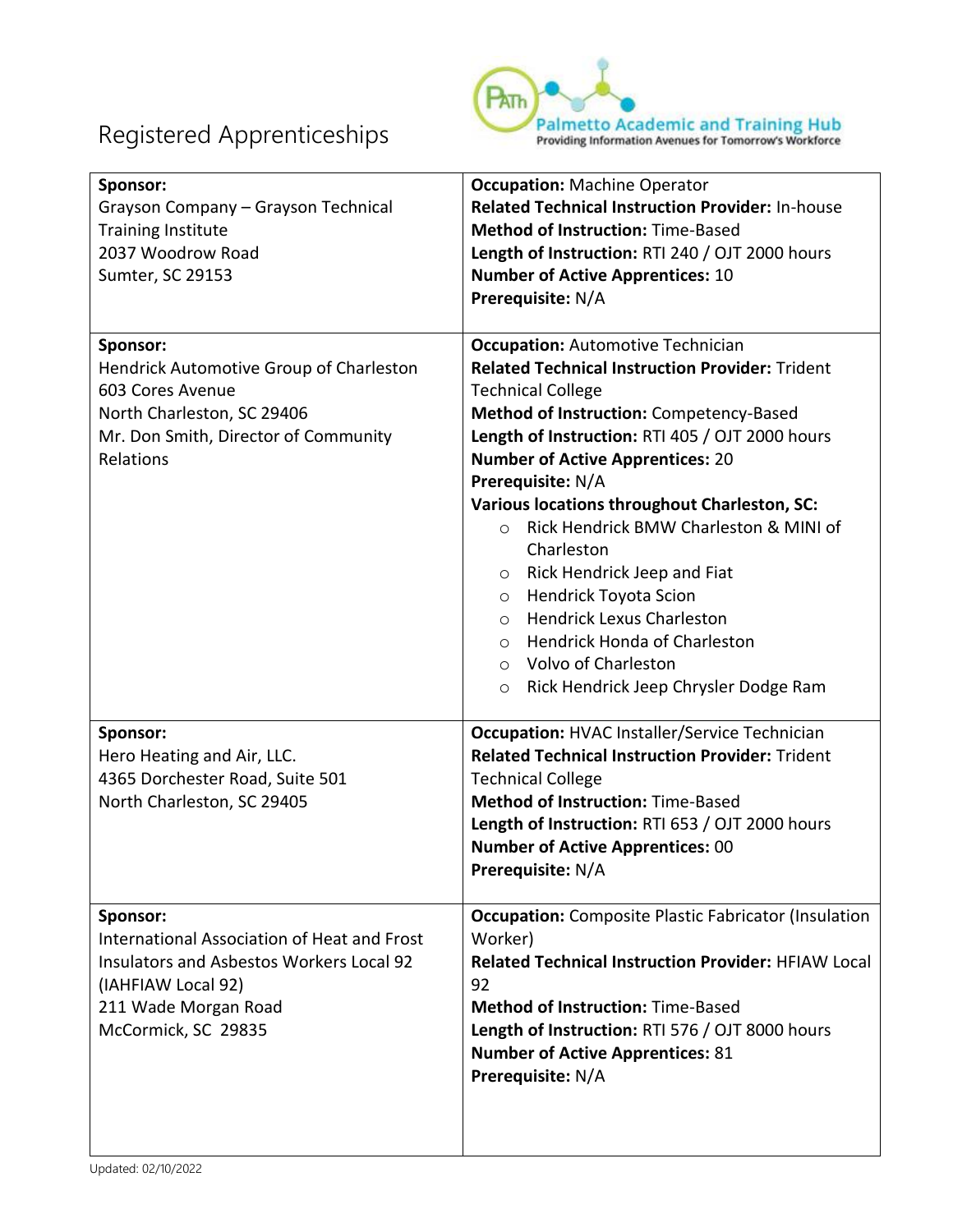# Registered Apprenticeships

| Sponsor | Details |
|---|---|
| **Sponsor:**<br>Grayson Company – Grayson Technical Training Institute<br>2037 Woodrow Road<br>Sumter, SC 29153 | **Occupation:** Machine Operator<br>**Related Technical Instruction Provider:** In-house<br>**Method of Instruction:** Time-Based<br>**Length of Instruction:** RTI 240 / OJT 2000 hours<br>**Number of Active Apprentices:** 10<br>**Prerequisite:** N/A |
| **Sponsor:**<br>Hendrick Automotive Group of Charleston<br>603 Cores Avenue<br>North Charleston, SC 29406<br>Mr. Don Smith, Director of Community Relations | **Occupation:** Automotive Technician<br>**Related Technical Instruction Provider:** Trident Technical College<br>**Method of Instruction:** Competency-Based<br>**Length of Instruction:** RTI 405 / OJT 2000 hours<br>**Number of Active Apprentices:** 20<br>**Prerequisite:** N/A<br>**Various locations throughout Charleston, SC:**<br>○ Rick Hendrick BMW Charleston & MINI of Charleston<br>○ Rick Hendrick Jeep and Fiat<br>○ Hendrick Toyota Scion<br>○ Hendrick Lexus Charleston<br>○ Hendrick Honda of Charleston<br>○ Volvo of Charleston<br>○ Rick Hendrick Jeep Chrysler Dodge Ram |
| **Sponsor:**<br>Hero Heating and Air, LLC.<br>4365 Dorchester Road, Suite 501<br>North Charleston, SC 29405 | **Occupation:** HVAC Installer/Service Technician<br>**Related Technical Instruction Provider:** Trident Technical College<br>**Method of Instruction:** Time-Based<br>**Length of Instruction:** RTI 653 / OJT 2000 hours<br>**Number of Active Apprentices:** 00<br>**Prerequisite:** N/A |
| **Sponsor:**<br>International Association of Heat and Frost Insulators and Asbestos Workers Local 92 (IAHFIAW Local 92)<br>211 Wade Morgan Road<br>McCormick, SC 29835 | **Occupation:** Composite Plastic Fabricator (Insulation Worker)<br>**Related Technical Instruction Provider:** HFIAW Local 92<br>**Method of Instruction:** Time-Based<br>**Length of Instruction:** RTI 576 / OJT 8000 hours<br>**Number of Active Apprentices:** 81<br>**Prerequisite:** N/A |

Updated: 02/10/2022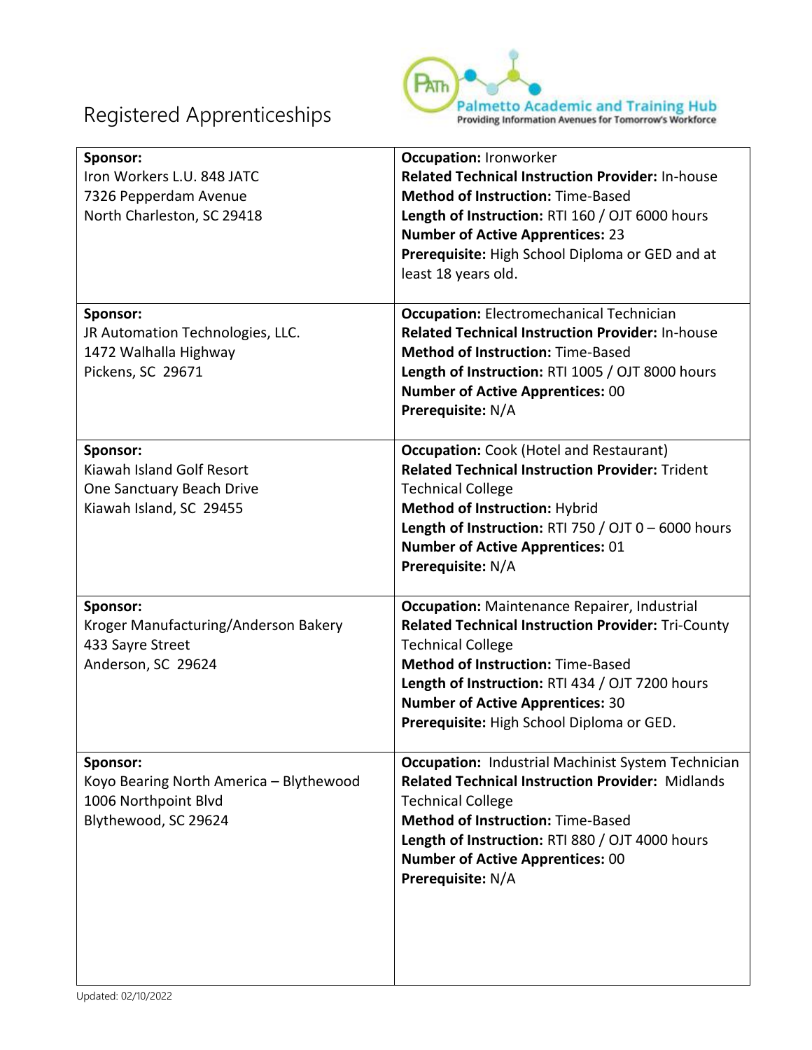# Registered Apprenticeships

Palmetto Academic and Training Hub
Providing Information Avenues for Tomorrow's Workforce

| Sponsor | Details |
| --- | --- |
| **Sponsor:**<br>Iron Workers L.U. 848 JATC<br>7326 Pepperdam Avenue<br>North Charleston, SC 29418 | **Occupation:** Ironworker<br>**Related Technical Instruction Provider:** In-house<br>**Method of Instruction:** Time-Based<br>**Length of Instruction:** RTI 160 / OJT 6000 hours<br>**Number of Active Apprentices:** 23<br>**Prerequisite:** High School Diploma or GED and at least 18 years old. |
| **Sponsor:**<br>JR Automation Technologies, LLC.<br>1472 Walhalla Highway<br>Pickens, SC 29671 | **Occupation:** Electromechanical Technician<br>**Related Technical Instruction Provider:** In-house<br>**Method of Instruction:** Time-Based<br>**Length of Instruction:** RTI 1005 / OJT 8000 hours<br>**Number of Active Apprentices:** 00<br>**Prerequisite:** N/A |
| **Sponsor:**<br>Kiawah Island Golf Resort<br>One Sanctuary Beach Drive<br>Kiawah Island, SC 29455 | **Occupation:** Cook (Hotel and Restaurant)<br>**Related Technical Instruction Provider:** Trident Technical College<br>**Method of Instruction:** Hybrid<br>**Length of Instruction:** RTI 750 / OJT 0 – 6000 hours<br>**Number of Active Apprentices:** 01<br>**Prerequisite:** N/A |
| **Sponsor:**<br>Kroger Manufacturing/Anderson Bakery<br>433 Sayre Street<br>Anderson, SC 29624 | **Occupation:** Maintenance Repairer, Industrial<br>**Related Technical Instruction Provider:** Tri-County Technical College<br>**Method of Instruction:** Time-Based<br>**Length of Instruction:** RTI 434 / OJT 7200 hours<br>**Number of Active Apprentices:** 30<br>**Prerequisite:** High School Diploma or GED. |
| **Sponsor:**<br>Koyo Bearing North America – Blythewood<br>1006 Northpoint Blvd<br>Blythewood, SC 29624 | **Occupation:** Industrial Machinist System Technician<br>**Related Technical Instruction Provider:** Midlands Technical College<br>**Method of Instruction:** Time-Based<br>**Length of Instruction:** RTI 880 / OJT 4000 hours<br>**Number of Active Apprentices:** 00<br>**Prerequisite:** N/A |

Updated: 02/10/2022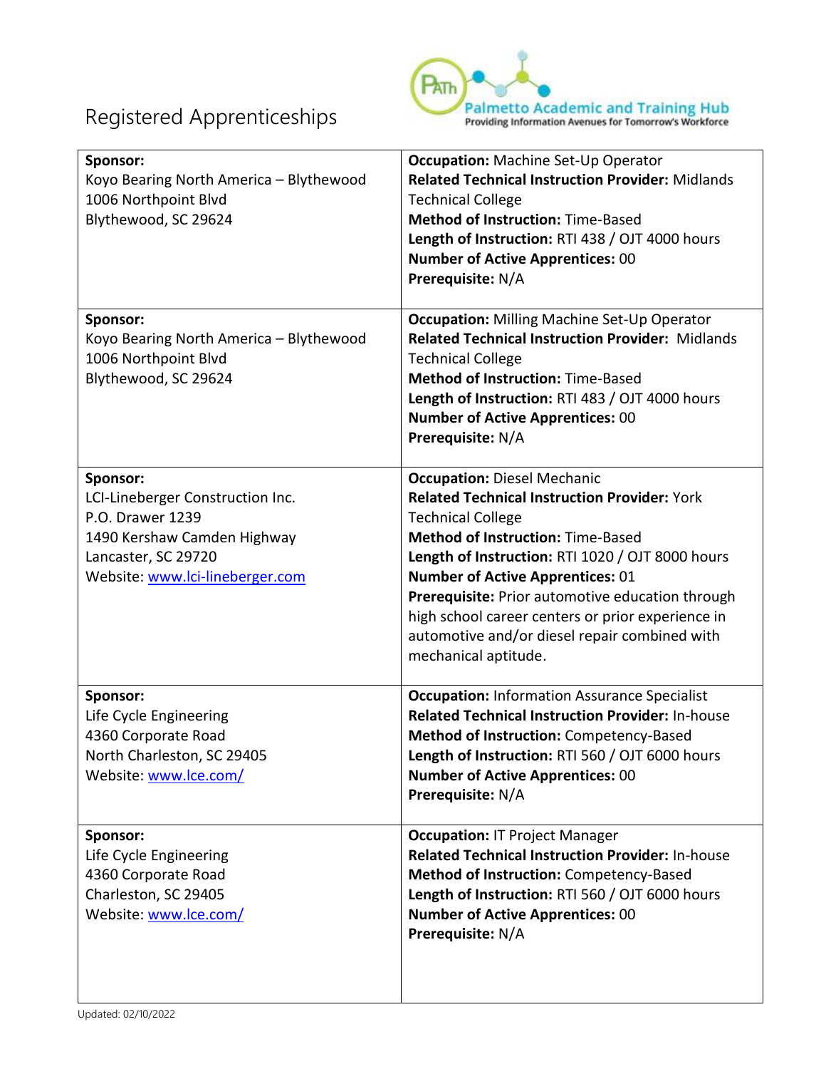Registered Apprenticeships

| Sponsor | Details |
| --- | --- |
| **Sponsor:**<br>Koyo Bearing North America – Blythewood<br>1006 Northpoint Blvd<br>Blythewood, SC 29624 | **Occupation:** Machine Set-Up Operator<br>**Related Technical Instruction Provider:** Midlands Technical College<br>**Method of Instruction:** Time-Based<br>**Length of Instruction:** RTI 438 / OJT 4000 hours<br>**Number of Active Apprentices:** 00<br>**Prerequisite:** N/A |
| **Sponsor:**<br>Koyo Bearing North America – Blythewood<br>1006 Northpoint Blvd<br>Blythewood, SC 29624 | **Occupation:** Milling Machine Set-Up Operator<br>**Related Technical Instruction Provider:** Midlands Technical College<br>**Method of Instruction:** Time-Based<br>**Length of Instruction:** RTI 483 / OJT 4000 hours<br>**Number of Active Apprentices:** 00<br>**Prerequisite:** N/A |
| **Sponsor:**<br>LCI-Lineberger Construction Inc.<br>P.O. Drawer 1239<br>1490 Kershaw Camden Highway<br>Lancaster, SC 29720<br>Website: www.lci-lineberger.com | **Occupation:** Diesel Mechanic<br>**Related Technical Instruction Provider:** York Technical College<br>**Method of Instruction:** Time-Based<br>**Length of Instruction:** RTI 1020 / OJT 8000 hours<br>**Number of Active Apprentices:** 01<br>**Prerequisite:** Prior automotive education through high school career centers or prior experience in automotive and/or diesel repair combined with mechanical aptitude. |
| **Sponsor:**<br>Life Cycle Engineering<br>4360 Corporate Road<br>North Charleston, SC 29405<br>Website: www.lce.com/ | **Occupation:** Information Assurance Specialist<br>**Related Technical Instruction Provider:** In-house<br>**Method of Instruction:** Competency-Based<br>**Length of Instruction:** RTI 560 / OJT 6000 hours<br>**Number of Active Apprentices:** 00<br>**Prerequisite:** N/A |
| **Sponsor:**<br>Life Cycle Engineering<br>4360 Corporate Road<br>Charleston, SC 29405<br>Website: www.lce.com/ | **Occupation:** IT Project Manager<br>**Related Technical Instruction Provider:** In-house<br>**Method of Instruction:** Competency-Based<br>**Length of Instruction:** RTI 560 / OJT 6000 hours<br>**Number of Active Apprentices:** 00<br>**Prerequisite:** N/A |

Updated: 02/10/2022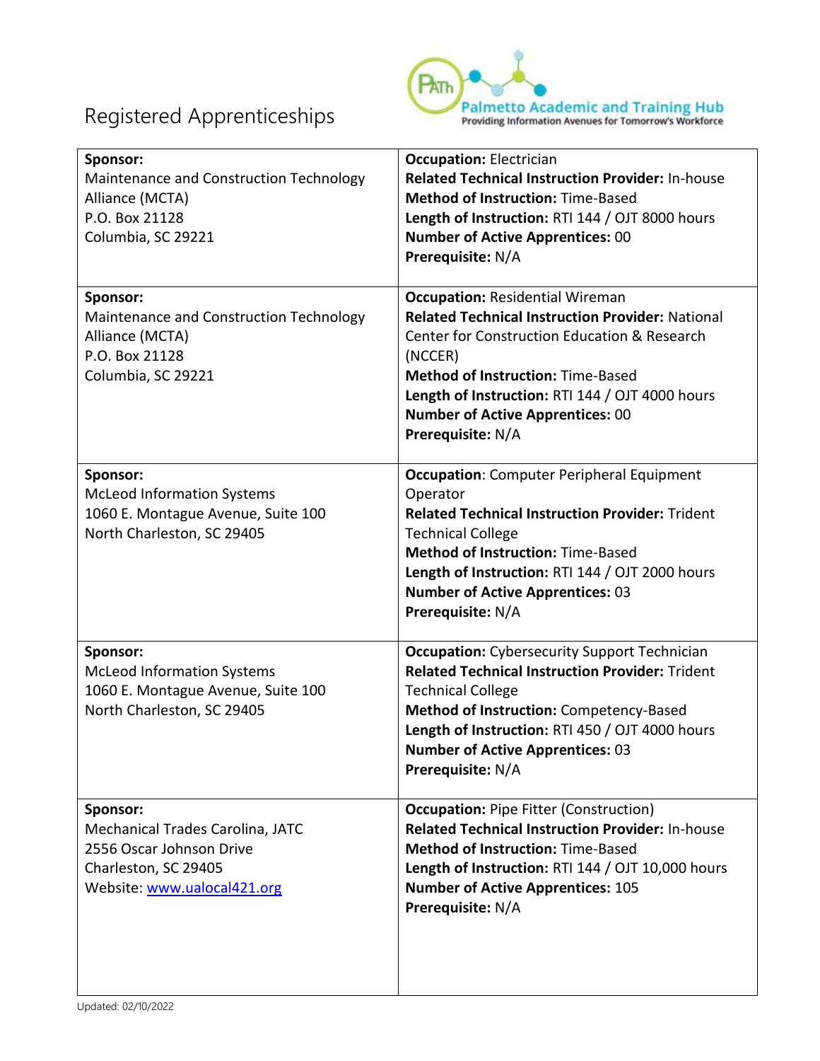# Registered Apprenticeships

| Sponsor | Program Details |
|---|---|
| **Sponsor:**<br>Maintenance and Construction Technology Alliance (MCTA)<br>P.O. Box 21128<br>Columbia, SC 29221 | **Occupation:** Electrician<br>**Related Technical Instruction Provider:** In-house<br>**Method of Instruction:** Time-Based<br>**Length of Instruction:** RTI 144 / OJT 8000 hours<br>**Number of Active Apprentices:** 00<br>**Prerequisite:** N/A |
| **Sponsor:**<br>Maintenance and Construction Technology Alliance (MCTA)<br>P.O. Box 21128<br>Columbia, SC 29221 | **Occupation:** Residential Wireman<br>**Related Technical Instruction Provider:** National Center for Construction Education & Research (NCCER)<br>**Method of Instruction:** Time-Based<br>**Length of Instruction:** RTI 144 / OJT 4000 hours<br>**Number of Active Apprentices:** 00<br>**Prerequisite:** N/A |
| **Sponsor:**<br>McLeod Information Systems<br>1060 E. Montague Avenue, Suite 100<br>North Charleston, SC 29405 | **Occupation**: Computer Peripheral Equipment Operator<br>**Related Technical Instruction Provider:** Trident Technical College<br>**Method of Instruction:** Time-Based<br>**Length of Instruction:** RTI 144 / OJT 2000 hours<br>**Number of Active Apprentices:** 03<br>**Prerequisite:** N/A |
| **Sponsor:**<br>McLeod Information Systems<br>1060 E. Montague Avenue, Suite 100<br>North Charleston, SC 29405 | **Occupation:** Cybersecurity Support Technician<br>**Related Technical Instruction Provider:** Trident Technical College<br>**Method of Instruction:** Competency-Based<br>**Length of Instruction:** RTI 450 / OJT 4000 hours<br>**Number of Active Apprentices:** 03<br>**Prerequisite:** N/A |
| **Sponsor:**<br>Mechanical Trades Carolina, JATC<br>2556 Oscar Johnson Drive<br>Charleston, SC 29405<br>Website: www.ualocal421.org | **Occupation:** Pipe Fitter (Construction)<br>**Related Technical Instruction Provider:** In-house<br>**Method of Instruction:** Time-Based<br>**Length of Instruction:** RTI 144 / OJT 10,000 hours<br>**Number of Active Apprentices:** 105<br>**Prerequisite:** N/A |

Updated: 02/10/2022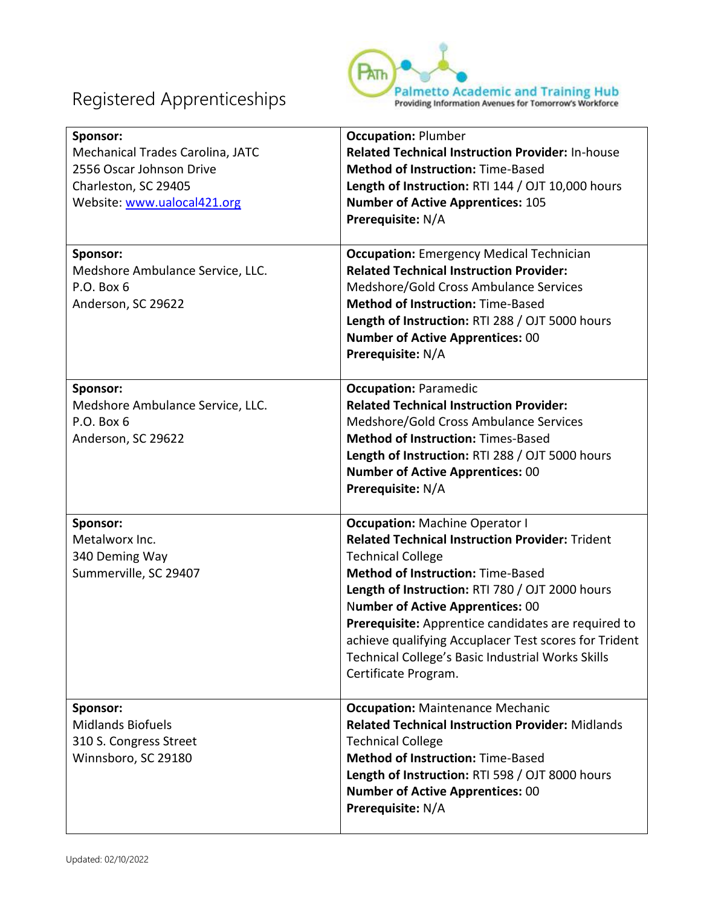# Registered Apprenticeships

| Sponsor | Details |
| --- | --- |
| **Sponsor:**<br>Mechanical Trades Carolina, JATC<br>2556 Oscar Johnson Drive<br>Charleston, SC 29405<br>Website: www.ualocal421.org | **Occupation:** Plumber<br>**Related Technical Instruction Provider:** In-house<br>**Method of Instruction:** Time-Based<br>**Length of Instruction:** RTI 144 / OJT 10,000 hours<br>**Number of Active Apprentices:** 105<br>**Prerequisite:** N/A |
| **Sponsor:**<br>Medshore Ambulance Service, LLC.<br>P.O. Box 6<br>Anderson, SC 29622 | **Occupation:** Emergency Medical Technician<br>**Related Technical Instruction Provider:** Medshore/Gold Cross Ambulance Services<br>**Method of Instruction:** Time-Based<br>**Length of Instruction:** RTI 288 / OJT 5000 hours<br>**Number of Active Apprentices:** 00<br>**Prerequisite:** N/A |
| **Sponsor:**<br>Medshore Ambulance Service, LLC.<br>P.O. Box 6<br>Anderson, SC 29622 | **Occupation:** Paramedic<br>**Related Technical Instruction Provider:** Medshore/Gold Cross Ambulance Services<br>**Method of Instruction:** Times-Based<br>**Length of Instruction:** RTI 288 / OJT 5000 hours<br>**Number of Active Apprentices:** 00<br>**Prerequisite:** N/A |
| **Sponsor:**<br>Metalworx Inc.<br>340 Deming Way<br>Summerville, SC 29407 | **Occupation:** Machine Operator I<br>**Related Technical Instruction Provider:** Trident Technical College<br>**Method of Instruction:** Time-Based<br>**Length of Instruction:** RTI 780 / OJT 2000 hours<br>**Number of Active Apprentices:** 00<br>**Prerequisite:** Apprentice candidates are required to achieve qualifying Accuplacer Test scores for Trident Technical College's Basic Industrial Works Skills Certificate Program. |
| **Sponsor:**<br>Midlands Biofuels<br>310 S. Congress Street<br>Winnsboro, SC 29180 | **Occupation:** Maintenance Mechanic<br>**Related Technical Instruction Provider:** Midlands Technical College<br>**Method of Instruction:** Time-Based<br>**Length of Instruction:** RTI 598 / OJT 8000 hours<br>**Number of Active Apprentices:** 00<br>**Prerequisite:** N/A |

Updated: 02/10/2022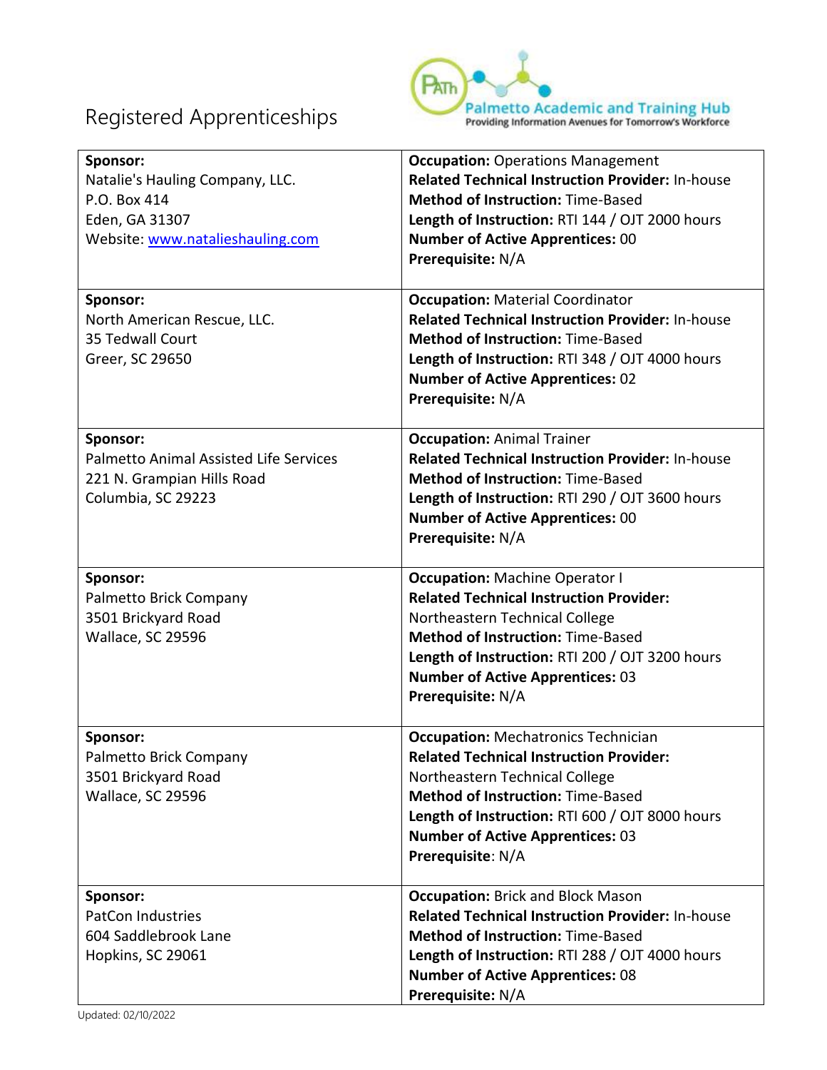# Registered Apprenticeships

Palmetto Academic and Training Hub
Providing Information Avenues for Tomorrow's Workforce

| Sponsor | Details |
|---|---|
| **Sponsor:**<br>Natalie's Hauling Company, LLC.<br>P.O. Box 414<br>Eden, GA 31307<br>Website: [www.natalieshauling.com](http://www.natalieshauling.com) | **Occupation:** Operations Management<br>**Related Technical Instruction Provider:** In-house<br>**Method of Instruction:** Time-Based<br>**Length of Instruction:** RTI 144 / OJT 2000 hours<br>**Number of Active Apprentices:** 00<br>**Prerequisite:** N/A |
| **Sponsor:**<br>North American Rescue, LLC.<br>35 Tedwall Court<br>Greer, SC 29650 | **Occupation:** Material Coordinator<br>**Related Technical Instruction Provider:** In-house<br>**Method of Instruction:** Time-Based<br>**Length of Instruction:** RTI 348 / OJT 4000 hours<br>**Number of Active Apprentices:** 02<br>**Prerequisite:** N/A |
| **Sponsor:**<br>Palmetto Animal Assisted Life Services<br>221 N. Grampian Hills Road<br>Columbia, SC 29223 | **Occupation:** Animal Trainer<br>**Related Technical Instruction Provider:** In-house<br>**Method of Instruction:** Time-Based<br>**Length of Instruction:** RTI 290 / OJT 3600 hours<br>**Number of Active Apprentices:** 00<br>**Prerequisite:** N/A |
| **Sponsor:**<br>Palmetto Brick Company<br>3501 Brickyard Road<br>Wallace, SC 29596 | **Occupation:** Machine Operator I<br>**Related Technical Instruction Provider:**<br>Northeastern Technical College<br>**Method of Instruction:** Time-Based<br>**Length of Instruction:** RTI 200 / OJT 3200 hours<br>**Number of Active Apprentices:** 03<br>**Prerequisite:** N/A |
| **Sponsor:**<br>Palmetto Brick Company<br>3501 Brickyard Road<br>Wallace, SC 29596 | **Occupation:** Mechatronics Technician<br>**Related Technical Instruction Provider:**<br>Northeastern Technical College<br>**Method of Instruction:** Time-Based<br>**Length of Instruction:** RTI 600 / OJT 8000 hours<br>**Number of Active Apprentices:** 03<br>**Prerequisite**: N/A |
| **Sponsor:**<br>PatCon Industries<br>604 Saddlebrook Lane<br>Hopkins, SC 29061 | **Occupation:** Brick and Block Mason<br>**Related Technical Instruction Provider:** In-house<br>**Method of Instruction:** Time-Based<br>**Length of Instruction:** RTI 288 / OJT 4000 hours<br>**Number of Active Apprentices:** 08<br>**Prerequisite:** N/A |

Updated: 02/10/2022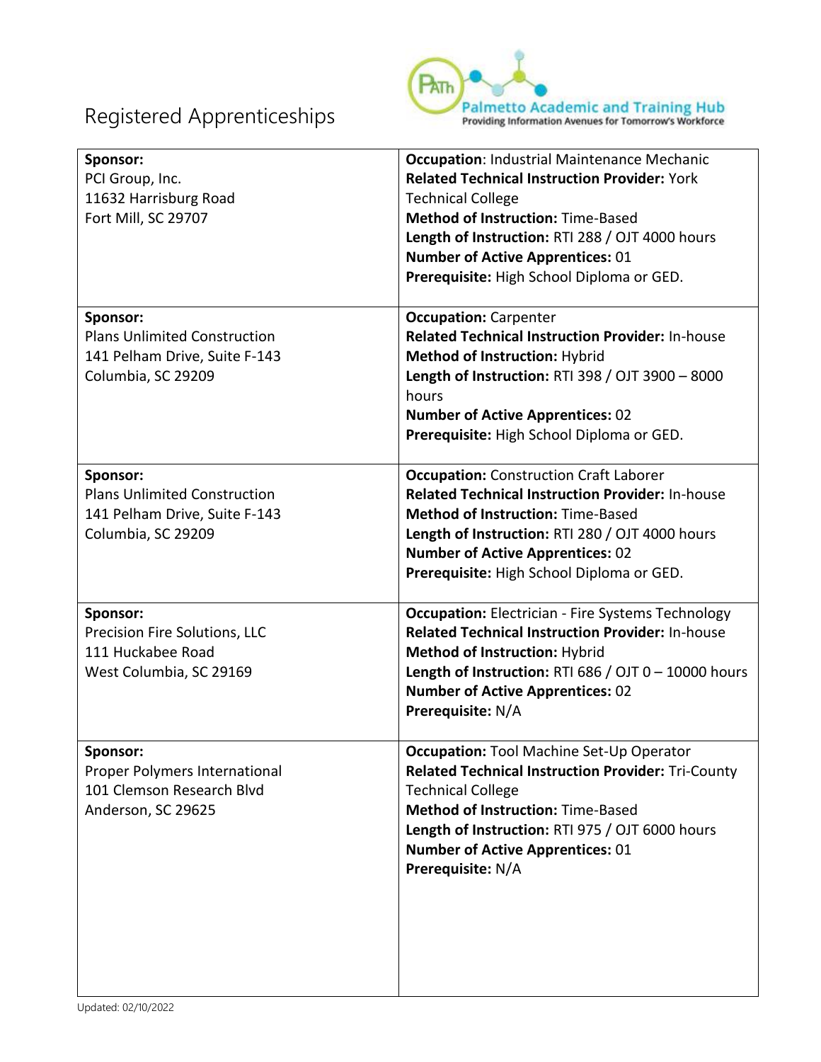# Registered Apprenticeships

| Sponsor | Details |
|---|---|
| **Sponsor:**<br>PCI Group, Inc.<br>11632 Harrisburg Road<br>Fort Mill, SC 29707 | **Occupation**: Industrial Maintenance Mechanic<br>**Related Technical Instruction Provider:** York Technical College<br>**Method of Instruction:** Time-Based<br>**Length of Instruction:** RTI 288 / OJT 4000 hours<br>**Number of Active Apprentices:** 01<br>**Prerequisite:** High School Diploma or GED. |
| **Sponsor:**<br>Plans Unlimited Construction<br>141 Pelham Drive, Suite F-143<br>Columbia, SC 29209 | **Occupation:** Carpenter<br>**Related Technical Instruction Provider:** In-house<br>**Method of Instruction:** Hybrid<br>**Length of Instruction:** RTI 398 / OJT 3900 – 8000 hours<br>**Number of Active Apprentices:** 02<br>**Prerequisite:** High School Diploma or GED. |
| **Sponsor:**<br>Plans Unlimited Construction<br>141 Pelham Drive, Suite F-143<br>Columbia, SC 29209 | **Occupation:** Construction Craft Laborer<br>**Related Technical Instruction Provider:** In-house<br>**Method of Instruction:** Time-Based<br>**Length of Instruction:** RTI 280 / OJT 4000 hours<br>**Number of Active Apprentices:** 02<br>**Prerequisite:** High School Diploma or GED. |
| **Sponsor:**<br>Precision Fire Solutions, LLC<br>111 Huckabee Road<br>West Columbia, SC 29169 | **Occupation:** Electrician - Fire Systems Technology<br>**Related Technical Instruction Provider:** In-house<br>**Method of Instruction:** Hybrid<br>**Length of Instruction:** RTI 686 / OJT 0 – 10000 hours<br>**Number of Active Apprentices:** 02<br>**Prerequisite:** N/A |
| **Sponsor:**<br>Proper Polymers International<br>101 Clemson Research Blvd<br>Anderson, SC 29625 | **Occupation:** Tool Machine Set-Up Operator<br>**Related Technical Instruction Provider:** Tri-County Technical College<br>**Method of Instruction:** Time-Based<br>**Length of Instruction:** RTI 975 / OJT 6000 hours<br>**Number of Active Apprentices:** 01<br>**Prerequisite:** N/A |

Updated: 02/10/2022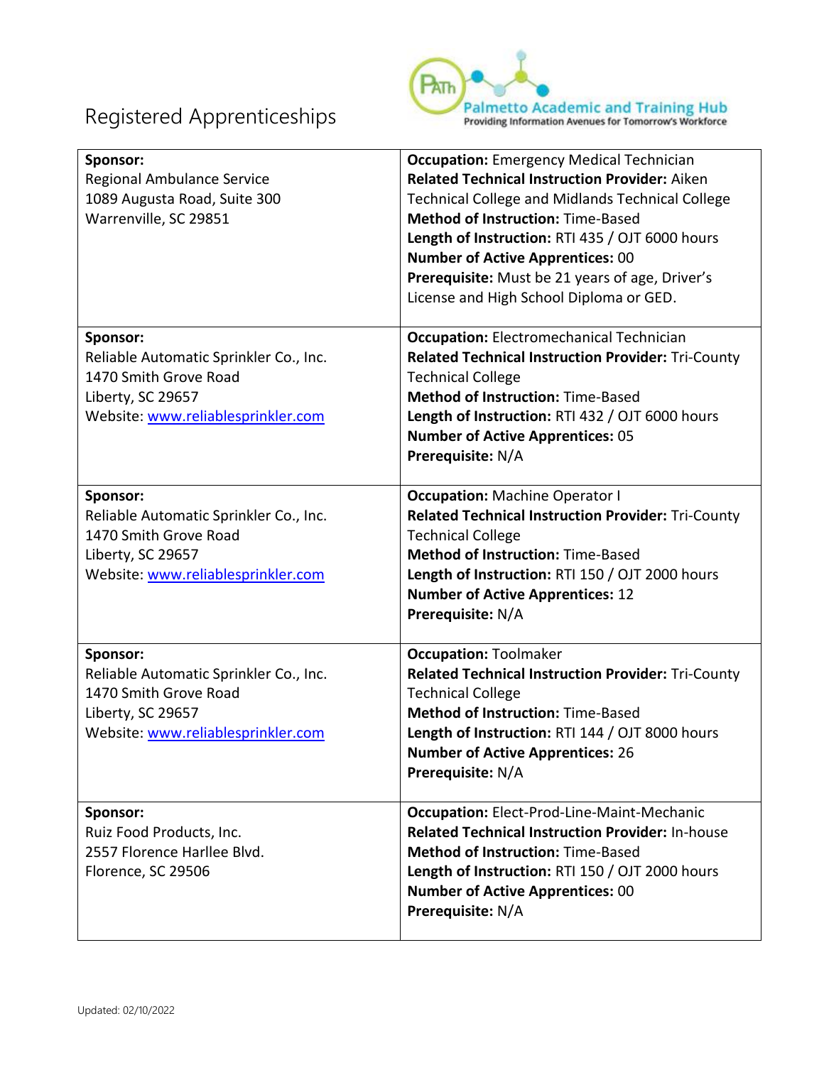# Registered Apprenticeships

| Sponsor | Details |
|---|---|
| **Sponsor:**<br>Regional Ambulance Service<br>1089 Augusta Road, Suite 300<br>Warrenville, SC 29851 | **Occupation:** Emergency Medical Technician<br>**Related Technical Instruction Provider:** Aiken Technical College and Midlands Technical College<br>**Method of Instruction:** Time-Based<br>**Length of Instruction:** RTI 435 / OJT 6000 hours<br>**Number of Active Apprentices:** 00<br>**Prerequisite:** Must be 21 years of age, Driver's License and High School Diploma or GED. |
| **Sponsor:**<br>Reliable Automatic Sprinkler Co., Inc.<br>1470 Smith Grove Road<br>Liberty, SC 29657<br>Website: [www.reliablesprinkler.com](www.reliablesprinkler.com) | **Occupation:** Electromechanical Technician<br>**Related Technical Instruction Provider:** Tri-County Technical College<br>**Method of Instruction:** Time-Based<br>**Length of Instruction:** RTI 432 / OJT 6000 hours<br>**Number of Active Apprentices:** 05<br>**Prerequisite:** N/A |
| **Sponsor:**<br>Reliable Automatic Sprinkler Co., Inc.<br>1470 Smith Grove Road<br>Liberty, SC 29657<br>Website: [www.reliablesprinkler.com](www.reliablesprinkler.com) | **Occupation:** Machine Operator I<br>**Related Technical Instruction Provider:** Tri-County Technical College<br>**Method of Instruction:** Time-Based<br>**Length of Instruction:** RTI 150 / OJT 2000 hours<br>**Number of Active Apprentices:** 12<br>**Prerequisite:** N/A |
| **Sponsor:**<br>Reliable Automatic Sprinkler Co., Inc.<br>1470 Smith Grove Road<br>Liberty, SC 29657<br>Website: [www.reliablesprinkler.com](www.reliablesprinkler.com) | **Occupation:** Toolmaker<br>**Related Technical Instruction Provider:** Tri-County Technical College<br>**Method of Instruction:** Time-Based<br>**Length of Instruction:** RTI 144 / OJT 8000 hours<br>**Number of Active Apprentices:** 26<br>**Prerequisite:** N/A |
| **Sponsor:**<br>Ruiz Food Products, Inc.<br>2557 Florence Harllee Blvd.<br>Florence, SC 29506 | **Occupation:** Elect-Prod-Line-Maint-Mechanic<br>**Related Technical Instruction Provider:** In-house<br>**Method of Instruction:** Time-Based<br>**Length of Instruction:** RTI 150 / OJT 2000 hours<br>**Number of Active Apprentices:** 00<br>**Prerequisite:** N/A |

Updated: 02/10/2022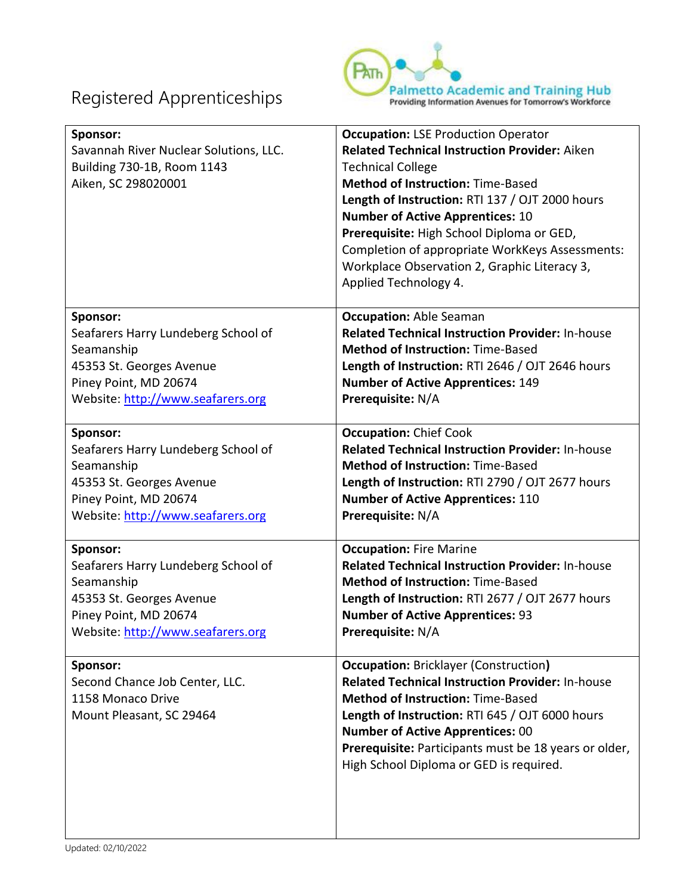# Registered Apprenticeships

| **Sponsor:** | **Occupation:** |
|---|---|
| **Sponsor:**<br>Savannah River Nuclear Solutions, LLC.<br>Building 730-1B, Room 1143<br>Aiken, SC 298020001 | **Occupation:** LSE Production Operator<br>**Related Technical Instruction Provider:** Aiken Technical College<br>**Method of Instruction:** Time-Based<br>**Length of Instruction:** RTI 137 / OJT 2000 hours<br>**Number of Active Apprentices:** 10<br>**Prerequisite:** High School Diploma or GED, Completion of appropriate WorkKeys Assessments: Workplace Observation 2, Graphic Literacy 3, Applied Technology 4. |
| **Sponsor:**<br>Seafarers Harry Lundeberg School of Seamanship<br>45353 St. Georges Avenue<br>Piney Point, MD 20674<br>Website: [http://www.seafarers.org](http://www.seafarers.org) | **Occupation:** Able Seaman<br>**Related Technical Instruction Provider:** In-house<br>**Method of Instruction:** Time-Based<br>**Length of Instruction:** RTI 2646 / OJT 2646 hours<br>**Number of Active Apprentices:** 149<br>**Prerequisite:** N/A |
| **Sponsor:**<br>Seafarers Harry Lundeberg School of Seamanship<br>45353 St. Georges Avenue<br>Piney Point, MD 20674<br>Website: [http://www.seafarers.org](http://www.seafarers.org) | **Occupation:** Chief Cook<br>**Related Technical Instruction Provider:** In-house<br>**Method of Instruction:** Time-Based<br>**Length of Instruction:** RTI 2790 / OJT 2677 hours<br>**Number of Active Apprentices:** 110<br>**Prerequisite:** N/A |
| **Sponsor:**<br>Seafarers Harry Lundeberg School of Seamanship<br>45353 St. Georges Avenue<br>Piney Point, MD 20674<br>Website: [http://www.seafarers.org](http://www.seafarers.org) | **Occupation:** Fire Marine<br>**Related Technical Instruction Provider:** In-house<br>**Method of Instruction:** Time-Based<br>**Length of Instruction:** RTI 2677 / OJT 2677 hours<br>**Number of Active Apprentices:** 93<br>**Prerequisite:** N/A |
| **Sponsor:**<br>Second Chance Job Center, LLC.<br>1158 Monaco Drive<br>Mount Pleasant, SC 29464 | **Occupation:** Bricklayer (Construction)<br>**Related Technical Instruction Provider:** In-house<br>**Method of Instruction:** Time-Based<br>**Length of Instruction:** RTI 645 / OJT 6000 hours<br>**Number of Active Apprentices:** 00<br>**Prerequisite:** Participants must be 18 years or older, High School Diploma or GED is required. |

Updated: 02/10/2022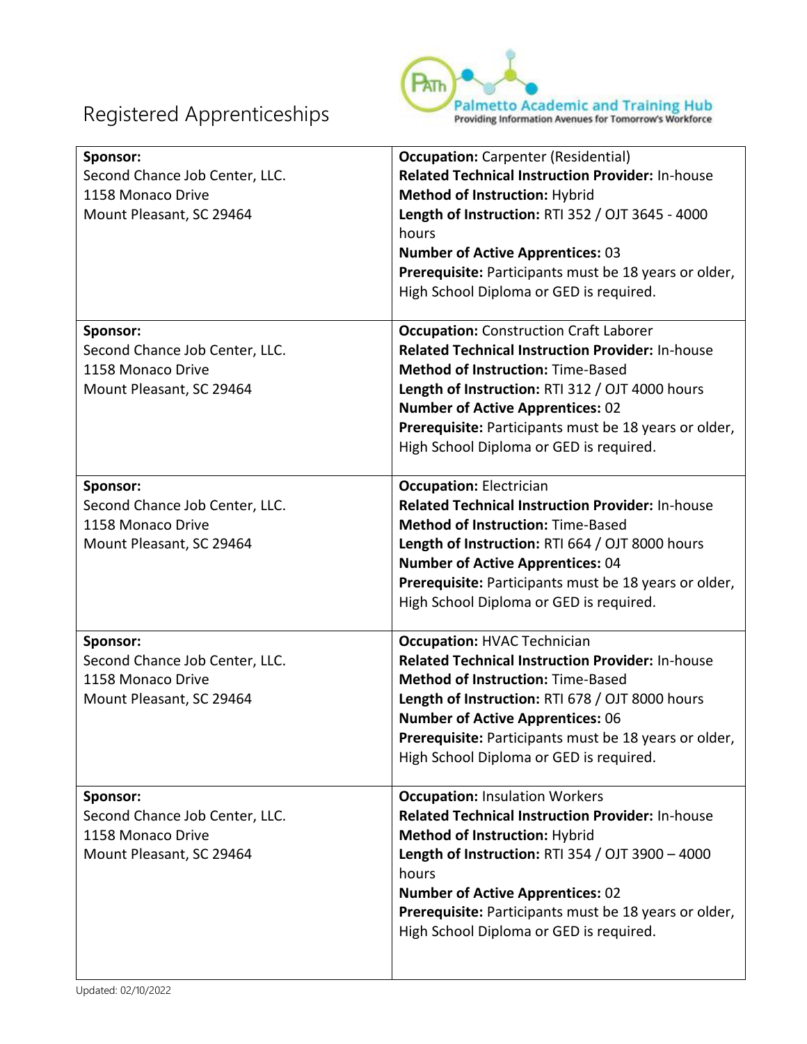# Registered Apprenticeships

| Sponsor | Details |
|---|---|
| **Sponsor:**<br>Second Chance Job Center, LLC.<br>1158 Monaco Drive<br>Mount Pleasant, SC 29464 | **Occupation:** Carpenter (Residential)<br>**Related Technical Instruction Provider:** In-house<br>**Method of Instruction:** Hybrid<br>**Length of Instruction:** RTI 352 / OJT 3645 - 4000 hours<br>**Number of Active Apprentices:** 03<br>**Prerequisite:** Participants must be 18 years or older, High School Diploma or GED is required. |
| **Sponsor:**<br>Second Chance Job Center, LLC.<br>1158 Monaco Drive<br>Mount Pleasant, SC 29464 | **Occupation:** Construction Craft Laborer<br>**Related Technical Instruction Provider:** In-house<br>**Method of Instruction:** Time-Based<br>**Length of Instruction:** RTI 312 / OJT 4000 hours<br>**Number of Active Apprentices:** 02<br>**Prerequisite:** Participants must be 18 years or older, High School Diploma or GED is required. |
| **Sponsor:**<br>Second Chance Job Center, LLC.<br>1158 Monaco Drive<br>Mount Pleasant, SC 29464 | **Occupation:** Electrician<br>**Related Technical Instruction Provider:** In-house<br>**Method of Instruction:** Time-Based<br>**Length of Instruction:** RTI 664 / OJT 8000 hours<br>**Number of Active Apprentices:** 04<br>**Prerequisite:** Participants must be 18 years or older, High School Diploma or GED is required. |
| **Sponsor:**<br>Second Chance Job Center, LLC.<br>1158 Monaco Drive<br>Mount Pleasant, SC 29464 | **Occupation:** HVAC Technician<br>**Related Technical Instruction Provider:** In-house<br>**Method of Instruction:** Time-Based<br>**Length of Instruction:** RTI 678 / OJT 8000 hours<br>**Number of Active Apprentices:** 06<br>**Prerequisite:** Participants must be 18 years or older, High School Diploma or GED is required. |
| **Sponsor:**<br>Second Chance Job Center, LLC.<br>1158 Monaco Drive<br>Mount Pleasant, SC 29464 | **Occupation:** Insulation Workers<br>**Related Technical Instruction Provider:** In-house<br>**Method of Instruction:** Hybrid<br>**Length of Instruction:** RTI 354 / OJT 3900 – 4000 hours<br>**Number of Active Apprentices:** 02<br>**Prerequisite:** Participants must be 18 years or older, High School Diploma or GED is required. |

Updated: 02/10/2022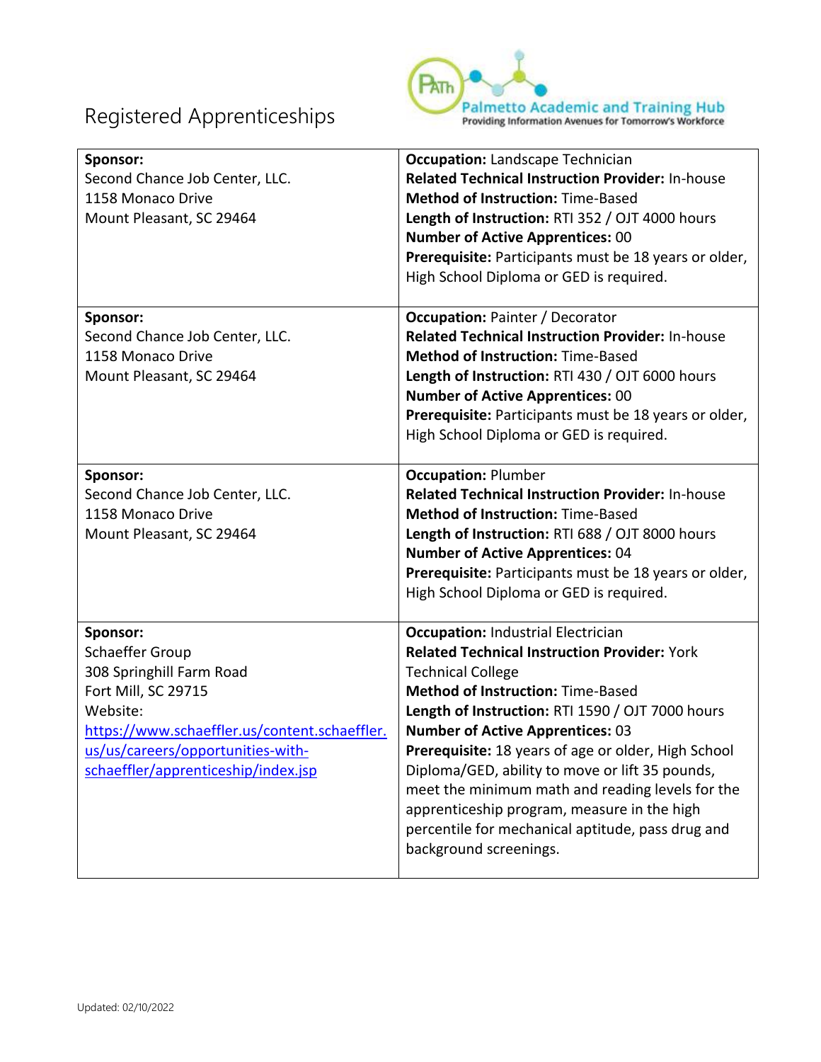# Registered Apprenticeships

Palmetto Academic and Training Hub
Providing Information Avenues for Tomorrow's Workforce

| | |
|---|---|
| **Sponsor:**<br>Second Chance Job Center, LLC.<br>1158 Monaco Drive<br>Mount Pleasant, SC 29464 | **Occupation:** Landscape Technician<br>**Related Technical Instruction Provider:** In-house<br>**Method of Instruction:** Time-Based<br>**Length of Instruction:** RTI 352 / OJT 4000 hours<br>**Number of Active Apprentices:** 00<br>**Prerequisite:** Participants must be 18 years or older, High School Diploma or GED is required. |
| **Sponsor:**<br>Second Chance Job Center, LLC.<br>1158 Monaco Drive<br>Mount Pleasant, SC 29464 | **Occupation:** Painter / Decorator<br>**Related Technical Instruction Provider:** In-house<br>**Method of Instruction:** Time-Based<br>**Length of Instruction:** RTI 430 / OJT 6000 hours<br>**Number of Active Apprentices:** 00<br>**Prerequisite:** Participants must be 18 years or older, High School Diploma or GED is required. |
| **Sponsor:**<br>Second Chance Job Center, LLC.<br>1158 Monaco Drive<br>Mount Pleasant, SC 29464 | **Occupation:** Plumber<br>**Related Technical Instruction Provider:** In-house<br>**Method of Instruction:** Time-Based<br>**Length of Instruction:** RTI 688 / OJT 8000 hours<br>**Number of Active Apprentices:** 04<br>**Prerequisite:** Participants must be 18 years or older, High School Diploma or GED is required. |
| **Sponsor:**<br>Schaeffer Group<br>308 Springhill Farm Road<br>Fort Mill, SC 29715<br>Website:<br>[https://www.schaeffler.us/content.schaeffler.us/us/careers/opportunities-with-schaeffler/apprenticeship/index.jsp](https://www.schaeffler.us/content.schaeffler.us/us/careers/opportunities-with-schaeffler/apprenticeship/index.jsp) | **Occupation:** Industrial Electrician<br>**Related Technical Instruction Provider:** York Technical College<br>**Method of Instruction:** Time-Based<br>**Length of Instruction:** RTI 1590 / OJT 7000 hours<br>**Number of Active Apprentices:** 03<br>**Prerequisite:** 18 years of age or older, High School Diploma/GED, ability to move or lift 35 pounds, meet the minimum math and reading levels for the apprenticeship program, measure in the high percentile for mechanical aptitude, pass drug and background screenings. |

Updated: 02/10/2022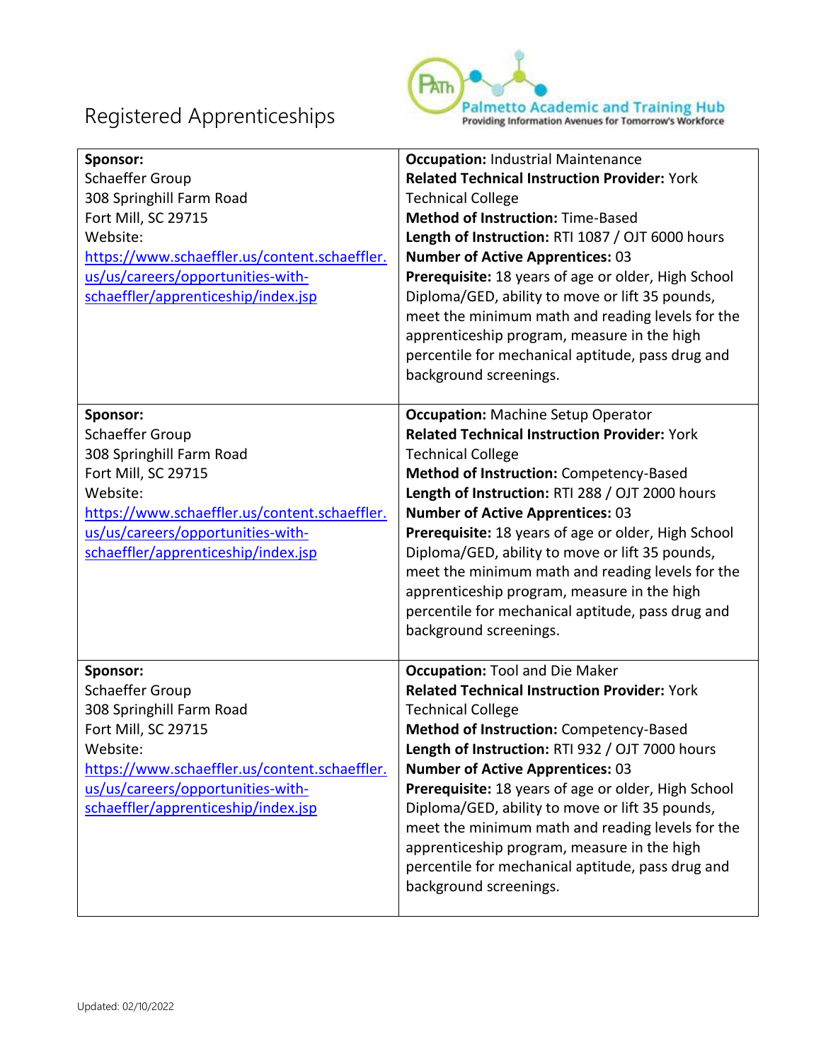# Registered Apprenticeships

Palmetto Academic and Training Hub
Providing Information Avenues for Tomorrow's Workforce

| Sponsor | Details |
|---|---|
| **Sponsor:**<br>Schaeffer Group<br>308 Springhill Farm Road<br>Fort Mill, SC 29715<br>Website:<br>https://www.schaeffler.us/content.schaeffler.us/us/careers/opportunities-with-schaeffler/apprenticeship/index.jsp | **Occupation:** Industrial Maintenance<br>**Related Technical Instruction Provider:** York Technical College<br>**Method of Instruction:** Time-Based<br>**Length of Instruction:** RTI 1087 / OJT 6000 hours<br>**Number of Active Apprentices:** 03<br>**Prerequisite:** 18 years of age or older, High School Diploma/GED, ability to move or lift 35 pounds, meet the minimum math and reading levels for the apprenticeship program, measure in the high percentile for mechanical aptitude, pass drug and background screenings. |
| **Sponsor:**<br>Schaeffer Group<br>308 Springhill Farm Road<br>Fort Mill, SC 29715<br>Website:<br>https://www.schaeffler.us/content.schaeffler.us/us/careers/opportunities-with-schaeffler/apprenticeship/index.jsp | **Occupation:** Machine Setup Operator<br>**Related Technical Instruction Provider:** York Technical College<br>**Method of Instruction:** Competency-Based<br>**Length of Instruction:** RTI 288 / OJT 2000 hours<br>**Number of Active Apprentices:** 03<br>**Prerequisite:** 18 years of age or older, High School Diploma/GED, ability to move or lift 35 pounds, meet the minimum math and reading levels for the apprenticeship program, measure in the high percentile for mechanical aptitude, pass drug and background screenings. |
| **Sponsor:**<br>Schaeffer Group<br>308 Springhill Farm Road<br>Fort Mill, SC 29715<br>Website:<br>https://www.schaeffler.us/content.schaeffler.us/us/careers/opportunities-with-schaeffler/apprenticeship/index.jsp | **Occupation:** Tool and Die Maker<br>**Related Technical Instruction Provider:** York Technical College<br>**Method of Instruction:** Competency-Based<br>**Length of Instruction:** RTI 932 / OJT 7000 hours<br>**Number of Active Apprentices:** 03<br>**Prerequisite:** 18 years of age or older, High School Diploma/GED, ability to move or lift 35 pounds, meet the minimum math and reading levels for the apprenticeship program, measure in the high percentile for mechanical aptitude, pass drug and background screenings. |

Updated: 02/10/2022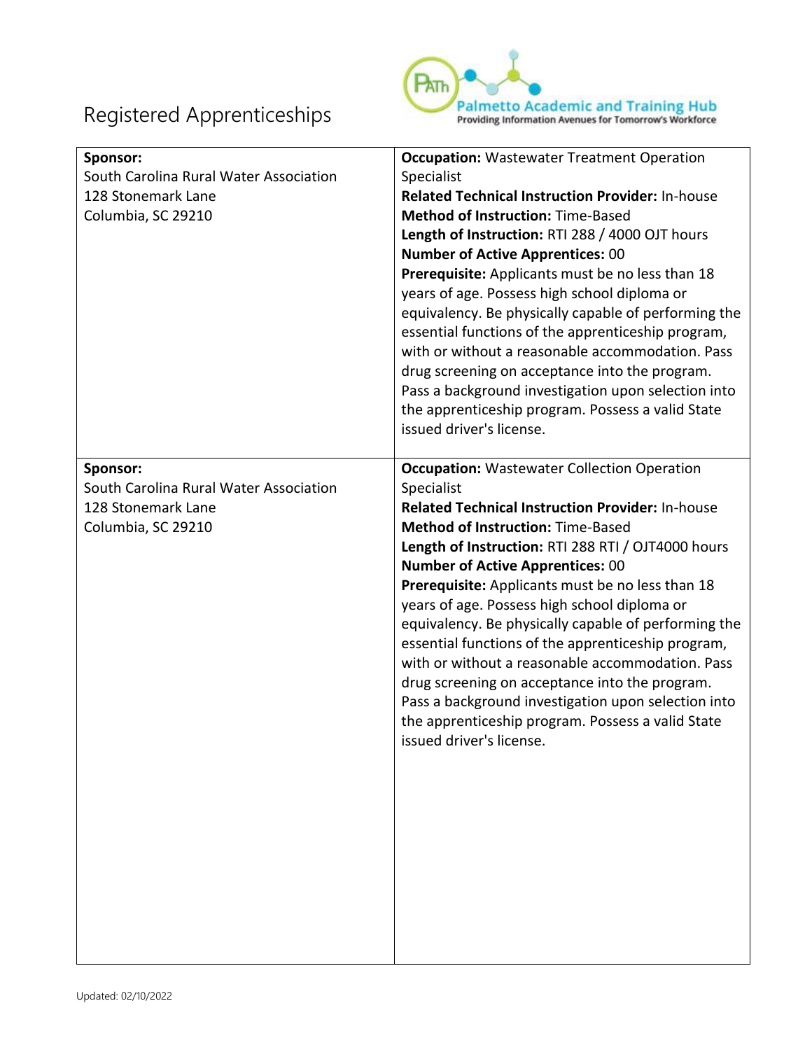# Registered Apprenticeships

| Sponsor | Details |
|---|---|
| **Sponsor:**<br>South Carolina Rural Water Association<br>128 Stonemark Lane<br>Columbia, SC 29210 | **Occupation:** Wastewater Treatment Operation Specialist<br>**Related Technical Instruction Provider:** In-house<br>**Method of Instruction:** Time-Based<br>**Length of Instruction:** RTI 288 / 4000 OJT hours<br>**Number of Active Apprentices:** 00<br>**Prerequisite:** Applicants must be no less than 18 years of age. Possess high school diploma or equivalency. Be physically capable of performing the essential functions of the apprenticeship program, with or without a reasonable accommodation. Pass drug screening on acceptance into the program. Pass a background investigation upon selection into the apprenticeship program. Possess a valid State issued driver's license. |
| **Sponsor:**<br>South Carolina Rural Water Association<br>128 Stonemark Lane<br>Columbia, SC 29210 | **Occupation:** Wastewater Collection Operation Specialist<br>**Related Technical Instruction Provider:** In-house<br>**Method of Instruction:** Time-Based<br>**Length of Instruction:** RTI 288 RTI / OJT4000 hours<br>**Number of Active Apprentices:** 00<br>**Prerequisite:** Applicants must be no less than 18 years of age. Possess high school diploma or equivalency. Be physically capable of performing the essential functions of the apprenticeship program, with or without a reasonable accommodation. Pass drug screening on acceptance into the program. Pass a background investigation upon selection into the apprenticeship program. Possess a valid State issued driver's license. |

Updated: 02/10/2022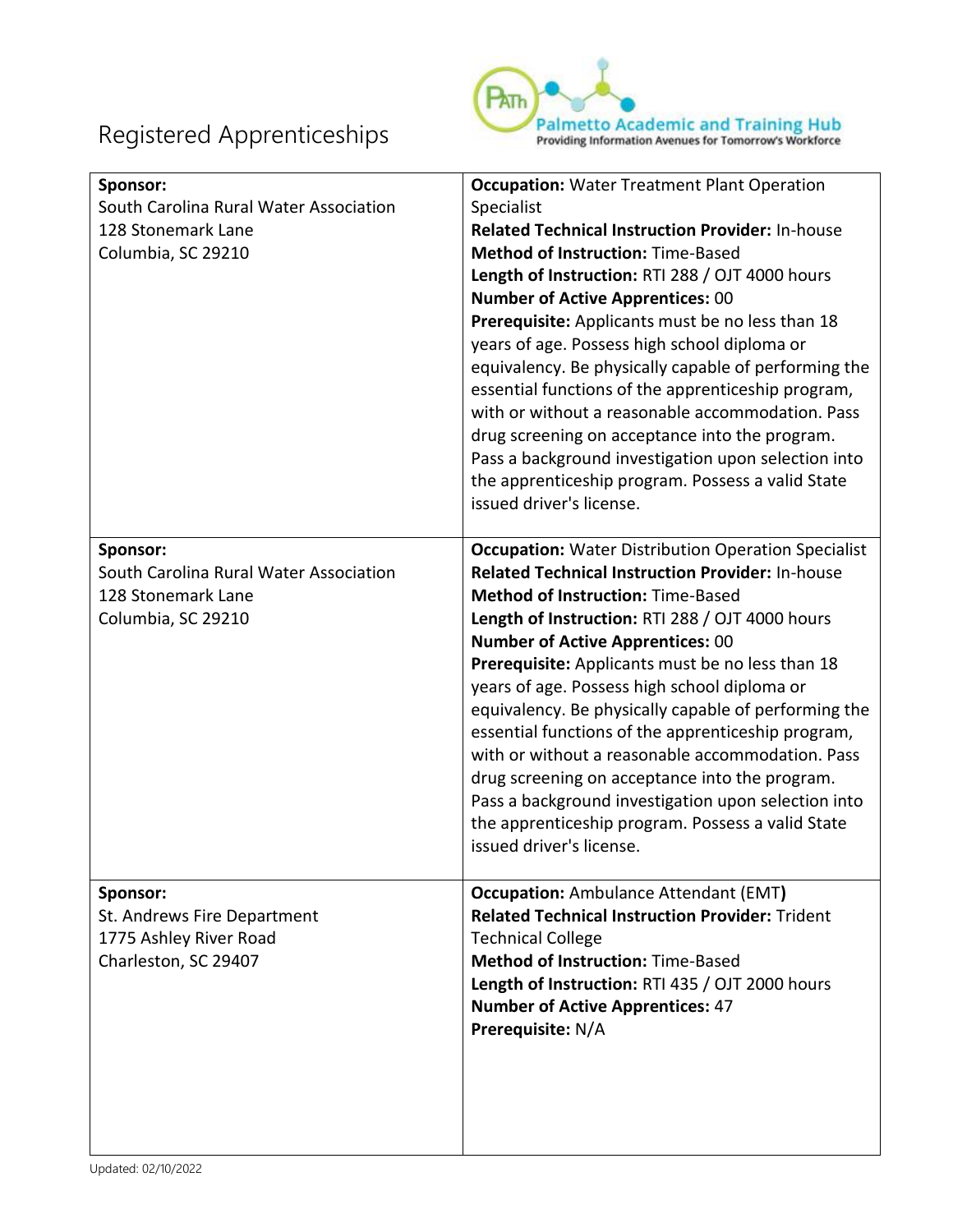# Registered Apprenticeships

| Sponsor | Details |
|---|---|
| **Sponsor:**<br>South Carolina Rural Water Association<br>128 Stonemark Lane<br>Columbia, SC 29210 | **Occupation:** Water Treatment Plant Operation Specialist<br>**Related Technical Instruction Provider:** In-house<br>**Method of Instruction:** Time-Based<br>**Length of Instruction:** RTI 288 / OJT 4000 hours<br>**Number of Active Apprentices:** 00<br>**Prerequisite:** Applicants must be no less than 18 years of age. Possess high school diploma or equivalency. Be physically capable of performing the essential functions of the apprenticeship program, with or without a reasonable accommodation. Pass drug screening on acceptance into the program. Pass a background investigation upon selection into the apprenticeship program. Possess a valid State issued driver's license. |
| **Sponsor:**<br>South Carolina Rural Water Association<br>128 Stonemark Lane<br>Columbia, SC 29210 | **Occupation:** Water Distribution Operation Specialist<br>**Related Technical Instruction Provider:** In-house<br>**Method of Instruction:** Time-Based<br>**Length of Instruction:** RTI 288 / OJT 4000 hours<br>**Number of Active Apprentices:** 00<br>**Prerequisite:** Applicants must be no less than 18 years of age. Possess high school diploma or equivalency. Be physically capable of performing the essential functions of the apprenticeship program, with or without a reasonable accommodation. Pass drug screening on acceptance into the program. Pass a background investigation upon selection into the apprenticeship program. Possess a valid State issued driver's license. |
| **Sponsor:**<br>St. Andrews Fire Department<br>1775 Ashley River Road<br>Charleston, SC 29407 | **Occupation:** Ambulance Attendant (EMT**)**<br>**Related Technical Instruction Provider:** Trident Technical College<br>**Method of Instruction:** Time-Based<br>**Length of Instruction:** RTI 435 / OJT 2000 hours<br>**Number of Active Apprentices:** 47<br>**Prerequisite:** N/A |

Updated: 02/10/2022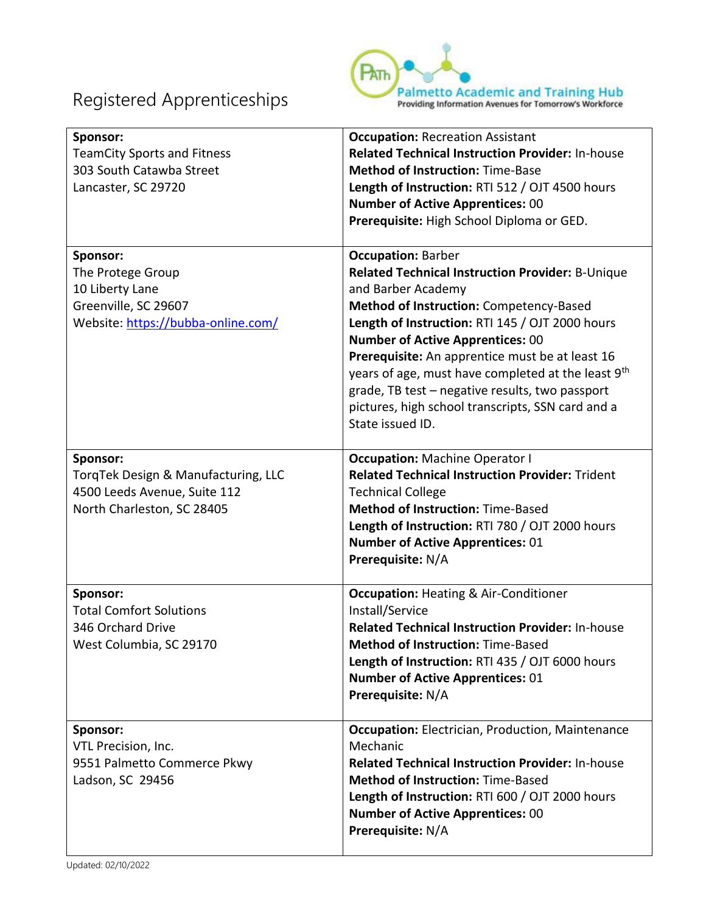# Registered Apprenticeships

Palmetto Academic and Training Hub
Providing Information Avenues for Tomorrow's Workforce

| | |
|---|---|
| **Sponsor:**<br>TeamCity Sports and Fitness<br>303 South Catawba Street<br>Lancaster, SC 29720 | **Occupation:** Recreation Assistant<br>**Related Technical Instruction Provider:** In-house<br>**Method of Instruction:** Time-Base<br>**Length of Instruction:** RTI 512 / OJT 4500 hours<br>**Number of Active Apprentices:** 00<br>**Prerequisite:** High School Diploma or GED. |
| **Sponsor:**<br>The Protege Group<br>10 Liberty Lane<br>Greenville, SC 29607<br>Website: https://bubba-online.com/ | **Occupation:** Barber<br>**Related Technical Instruction Provider:** B-Unique and Barber Academy<br>**Method of Instruction:** Competency-Based<br>**Length of Instruction:** RTI 145 / OJT 2000 hours<br>**Number of Active Apprentices:** 00<br>**Prerequisite:** An apprentice must be at least 16 years of age, must have completed at the least 9th grade, TB test – negative results, two passport pictures, high school transcripts, SSN card and a State issued ID. |
| **Sponsor:**<br>TorqTek Design & Manufacturing, LLC<br>4500 Leeds Avenue, Suite 112<br>North Charleston, SC 28405 | **Occupation:** Machine Operator I<br>**Related Technical Instruction Provider:** Trident Technical College<br>**Method of Instruction:** Time-Based<br>**Length of Instruction:** RTI 780 / OJT 2000 hours<br>**Number of Active Apprentices:** 01<br>**Prerequisite:** N/A |
| **Sponsor:**<br>Total Comfort Solutions<br>346 Orchard Drive<br>West Columbia, SC 29170 | **Occupation:** Heating & Air-Conditioner Install/Service<br>**Related Technical Instruction Provider:** In-house<br>**Method of Instruction:** Time-Based<br>**Length of Instruction:** RTI 435 / OJT 6000 hours<br>**Number of Active Apprentices:** 01<br>**Prerequisite:** N/A |
| **Sponsor:**<br>VTL Precision, Inc.<br>9551 Palmetto Commerce Pkwy<br>Ladson, SC 29456 | **Occupation:** Electrician, Production, Maintenance Mechanic<br>**Related Technical Instruction Provider:** In-house<br>**Method of Instruction:** Time-Based<br>**Length of Instruction:** RTI 600 / OJT 2000 hours<br>**Number of Active Apprentices:** 00<br>**Prerequisite:** N/A |

Updated: 02/10/2022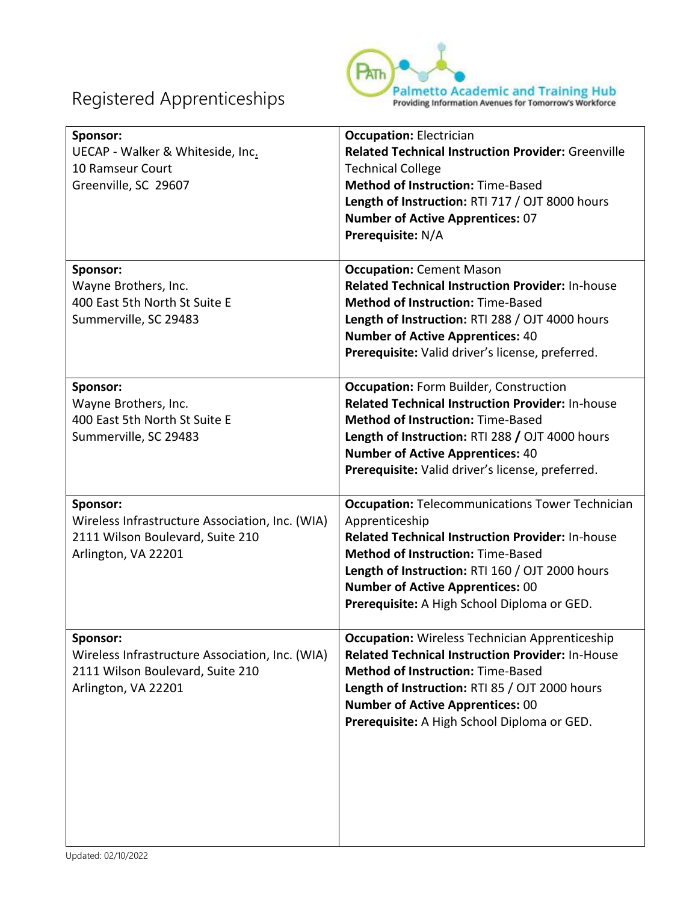# Registered Apprenticeships

| Sponsor | Occupation Details |
| --- | --- |
| **Sponsor:**<br>UECAP - Walker & Whiteside, Inc.<br>10 Ramseur Court<br>Greenville, SC 29607 | **Occupation:** Electrician<br>**Related Technical Instruction Provider:** Greenville Technical College<br>**Method of Instruction:** Time-Based<br>**Length of Instruction:** RTI 717 / OJT 8000 hours<br>**Number of Active Apprentices:** 07<br>**Prerequisite:** N/A |
| **Sponsor:**<br>Wayne Brothers, Inc.<br>400 East 5th North St Suite E<br>Summerville, SC 29483 | **Occupation:** Cement Mason<br>**Related Technical Instruction Provider:** In-house<br>**Method of Instruction:** Time-Based<br>**Length of Instruction:** RTI 288 / OJT 4000 hours<br>**Number of Active Apprentices:** 40<br>**Prerequisite:** Valid driver's license, preferred. |
| **Sponsor:**<br>Wayne Brothers, Inc.<br>400 East 5th North St Suite E<br>Summerville, SC 29483 | **Occupation:** Form Builder, Construction<br>**Related Technical Instruction Provider:** In-house<br>**Method of Instruction:** Time-Based<br>**Length of Instruction:** RTI 288 / OJT 4000 hours<br>**Number of Active Apprentices:** 40<br>**Prerequisite:** Valid driver's license, preferred. |
| **Sponsor:**<br>Wireless Infrastructure Association, Inc. (WIA)<br>2111 Wilson Boulevard, Suite 210<br>Arlington, VA 22201 | **Occupation:** Telecommunications Tower Technician Apprenticeship<br>**Related Technical Instruction Provider:** In-house<br>**Method of Instruction:** Time-Based<br>**Length of Instruction:** RTI 160 / OJT 2000 hours<br>**Number of Active Apprentices:** 00<br>**Prerequisite:** A High School Diploma or GED. |
| **Sponsor:**<br>Wireless Infrastructure Association, Inc. (WIA)<br>2111 Wilson Boulevard, Suite 210<br>Arlington, VA 22201 | **Occupation:** Wireless Technician Apprenticeship<br>**Related Technical Instruction Provider:** In-House<br>**Method of Instruction:** Time-Based<br>**Length of Instruction:** RTI 85 / OJT 2000 hours<br>**Number of Active Apprentices:** 00<br>**Prerequisite:** A High School Diploma or GED. |

Updated: 02/10/2022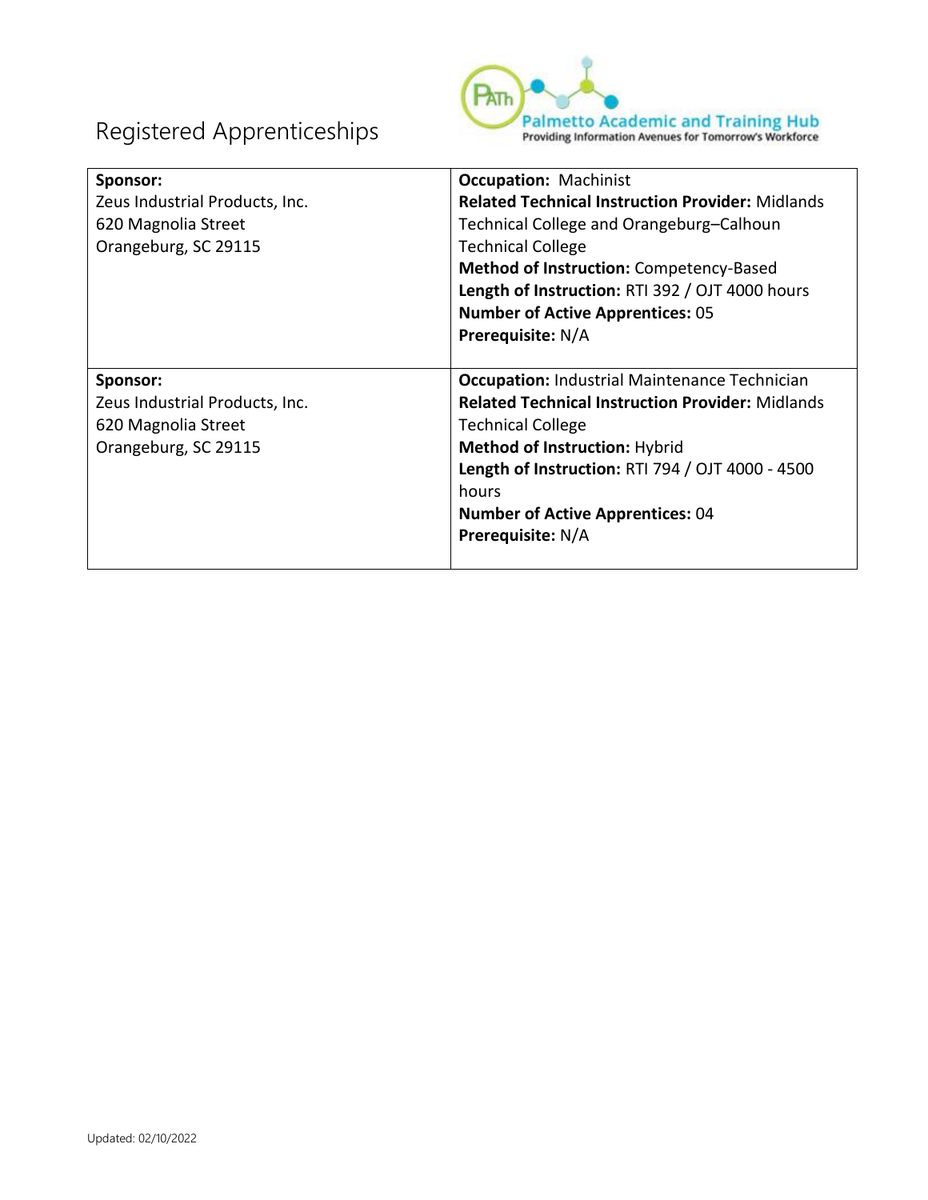# Registered Apprenticeships

| | |
|---|---|
| **Sponsor:**<br>Zeus Industrial Products, Inc.<br>620 Magnolia Street<br>Orangeburg, SC 29115 | **Occupation:** Machinist<br>**Related Technical Instruction Provider:** Midlands Technical College and Orangeburg–Calhoun Technical College<br>**Method of Instruction:** Competency-Based<br>**Length of Instruction:** RTI 392 / OJT 4000 hours<br>**Number of Active Apprentices:** 05<br>**Prerequisite:** N/A |
| **Sponsor:**<br>Zeus Industrial Products, Inc.<br>620 Magnolia Street<br>Orangeburg, SC 29115 | **Occupation:** Industrial Maintenance Technician<br>**Related Technical Instruction Provider:** Midlands Technical College<br>**Method of Instruction:** Hybrid<br>**Length of Instruction:** RTI 794 / OJT 4000 - 4500 hours<br>**Number of Active Apprentices:** 04<br>**Prerequisite:** N/A |

Updated: 02/10/2022